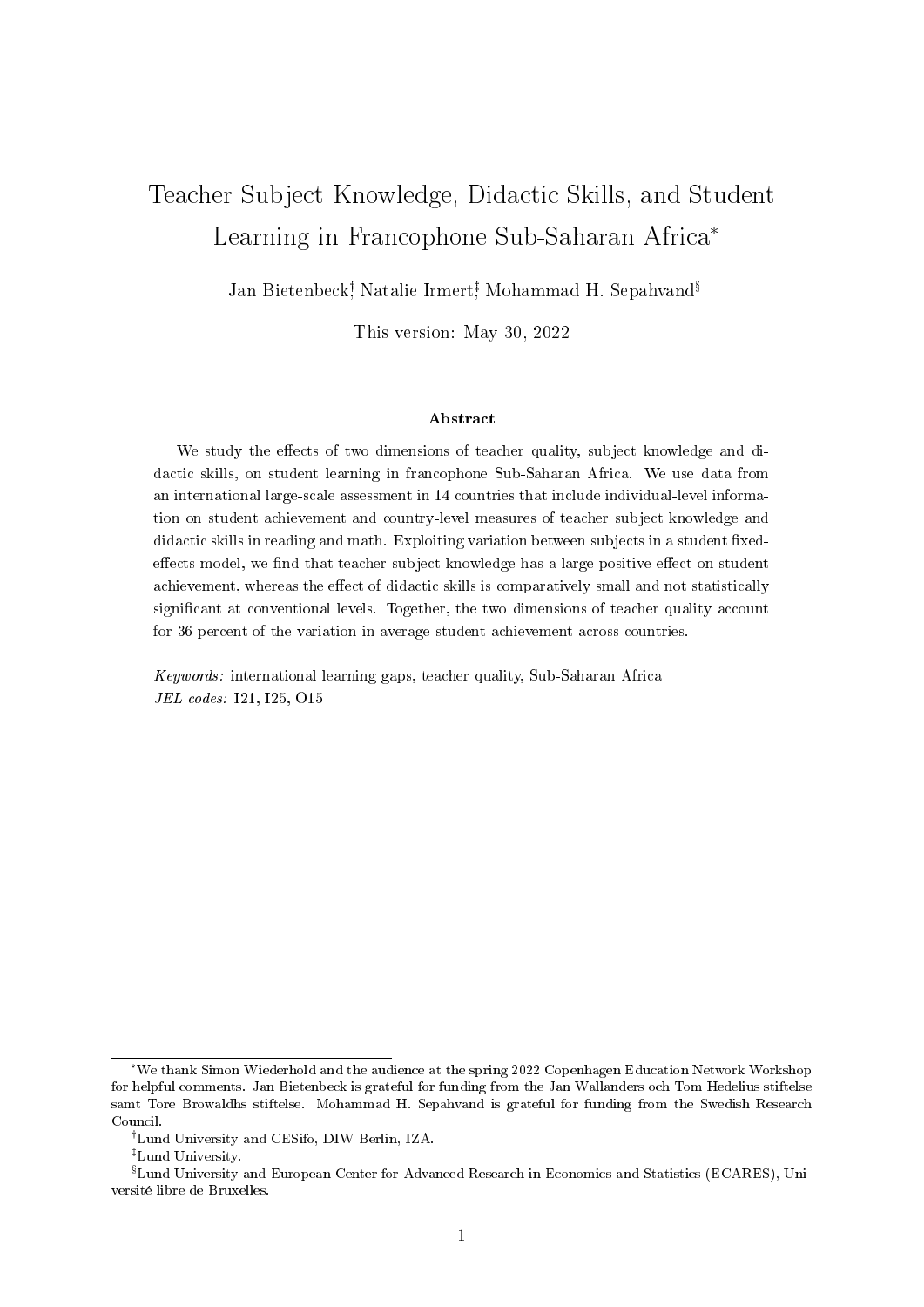# Teacher Subject Knowledge, Didactic Skills, and Student Learning in Francophone Sub-Saharan Africa[*]

Jan Bietenbeck[†], Natalie Irmert[‡], Mohammad H. Sepahvand[§]

This version: May 30, 2022

### Abstract

We study the effects of two dimensions of teacher quality, subject knowledge and didactic skills, on student learning in francophone Sub-Saharan Africa. We use data from an international large-scale assessment in 14 countries that include individual-level information on student achievement and country-level measures of teacher subject knowledge and didactic skills in reading and math. Exploiting variation between subjects in a student fixed-effects model, we find that teacher subject knowledge has a large positive effect on student achievement, whereas the effect of didactic skills is comparatively small and not statistically significant at conventional levels. Together, the two dimensions of teacher quality account for 36 percent of the variation in average student achievement across countries.

*Keywords:* international learning gaps, teacher quality, Sub-Saharan Africa
*JEL codes:* I21, I25, O15

---

[*] We thank Simon Wiederhold and the audience at the spring 2022 Copenhagen Education Network Workshop for helpful comments. Jan Bietenbeck is grateful for funding from the Jan Wallanders och Tom Hedelius stiftelse samt Tore Browaldhs stiftelse. Mohammad H. Sepahvand is grateful for funding from the Swedish Research Council.

[†] Lund University and CESifo, DIW Berlin, IZA.

[‡] Lund University.

[§] Lund University and European Center for Advanced Research in Economics and Statistics (ECARES), Université libre de Bruxelles.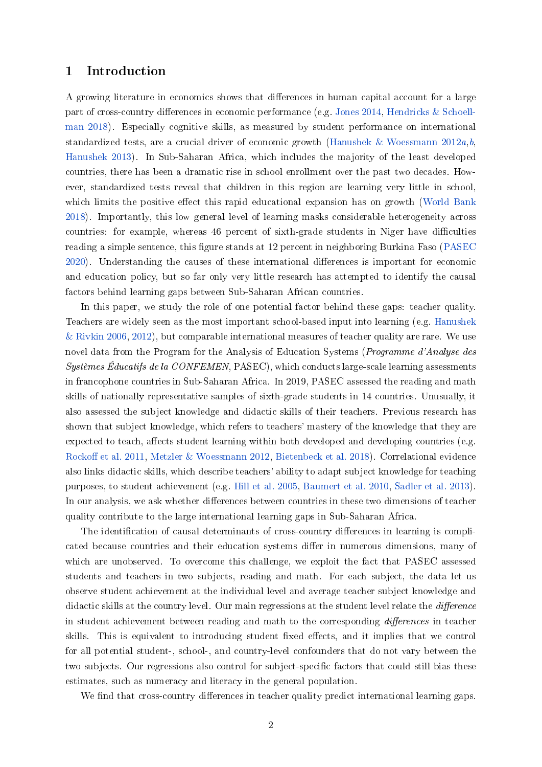# 1 Introduction

A growing literature in economics shows that differences in human capital account for a large part of cross-country differences in economic performance (e.g. Jones 2014, Hendricks & Schoellman 2018). Especially cognitive skills, as measured by student performance on international standardized tests, are a crucial driver of economic growth (Hanushek & Woessmann 2012*a*,*b*, Hanushek 2013). In Sub-Saharan Africa, which includes the majority of the least developed countries, there has been a dramatic rise in school enrollment over the past two decades. However, standardized tests reveal that children in this region are learning very little in school, which limits the positive effect this rapid educational expansion has on growth (World Bank 2018). Importantly, this low general level of learning masks considerable heterogeneity across countries: for example, whereas 46 percent of sixth-grade students in Niger have difficulties reading a simple sentence, this figure stands at 12 percent in neighboring Burkina Faso (PASEC 2020). Understanding the causes of these international differences is important for economic and education policy, but so far only very little research has attempted to identify the causal factors behind learning gaps between Sub-Saharan African countries.

In this paper, we study the role of one potential factor behind these gaps: teacher quality. Teachers are widely seen as the most important school-based input into learning (e.g. Hanushek & Rivkin 2006, 2012), but comparable international measures of teacher quality are rare. We use novel data from the Program for the Analysis of Education Systems (*Programme d'Analyse des Systèmes Éducatifs de la CONFEMEN*, PASEC), which conducts large-scale learning assessments in francophone countries in Sub-Saharan Africa. In 2019, PASEC assessed the reading and math skills of nationally representative samples of sixth-grade students in 14 countries. Unusually, it also assessed the subject knowledge and didactic skills of their teachers. Previous research has shown that subject knowledge, which refers to teachers' mastery of the knowledge that they are expected to teach, affects student learning within both developed and developing countries (e.g. Rockoff et al. 2011, Metzler & Woessmann 2012, Bietenbeck et al. 2018). Correlational evidence also links didactic skills, which describe teachers' ability to adapt subject knowledge for teaching purposes, to student achievement (e.g. Hill et al. 2005, Baumert et al. 2010, Sadler et al. 2013). In our analysis, we ask whether differences between countries in these two dimensions of teacher quality contribute to the large international learning gaps in Sub-Saharan Africa.

The identification of causal determinants of cross-country differences in learning is complicated because countries and their education systems differ in numerous dimensions, many of which are unobserved. To overcome this challenge, we exploit the fact that PASEC assessed students and teachers in two subjects, reading and math. For each subject, the data let us observe student achievement at the individual level and average teacher subject knowledge and didactic skills at the country level. Our main regressions at the student level relate the *difference* in student achievement between reading and math to the corresponding *differences* in teacher skills. This is equivalent to introducing student fixed effects, and it implies that we control for all potential student-, school-, and country-level confounders that do not vary between the two subjects. Our regressions also control for subject-specific factors that could still bias these estimates, such as numeracy and literacy in the general population.

We find that cross-country differences in teacher quality predict international learning gaps.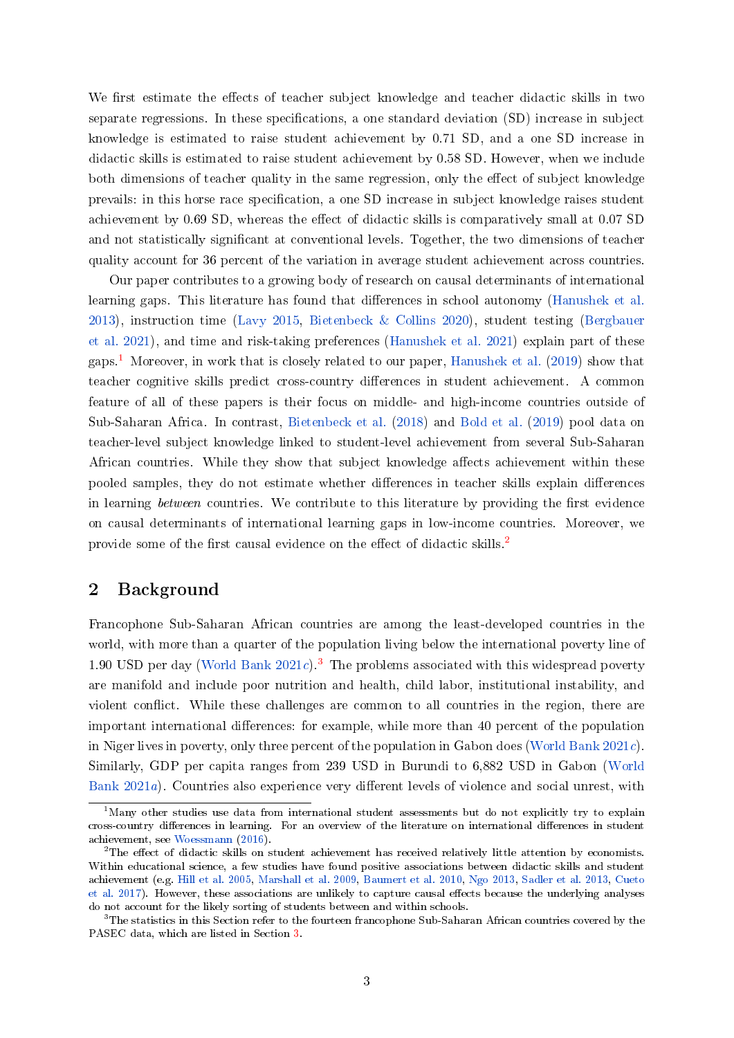We first estimate the effects of teacher subject knowledge and teacher didactic skills in two separate regressions. In these specifications, a one standard deviation (SD) increase in subject knowledge is estimated to raise student achievement by 0.71 SD, and a one SD increase in didactic skills is estimated to raise student achievement by 0.58 SD. However, when we include both dimensions of teacher quality in the same regression, only the effect of subject knowledge prevails: in this horse race specification, a one SD increase in subject knowledge raises student achievement by 0.69 SD, whereas the effect of didactic skills is comparatively small at 0.07 SD and not statistically significant at conventional levels. Together, the two dimensions of teacher quality account for 36 percent of the variation in average student achievement across countries.

Our paper contributes to a growing body of research on causal determinants of international learning gaps. This literature has found that differences in school autonomy (Hanushek et al. 2013), instruction time (Lavy 2015, Bietenbeck & Collins 2020), student testing (Bergbauer et al. 2021), and time and risk-taking preferences (Hanushek et al. 2021) explain part of these gaps.[1] Moreover, in work that is closely related to our paper, Hanushek et al. (2019) show that teacher cognitive skills predict cross-country differences in student achievement. A common feature of all of these papers is their focus on middle- and high-income countries outside of Sub-Saharan Africa. In contrast, Bietenbeck et al. (2018) and Bold et al. (2019) pool data on teacher-level subject knowledge linked to student-level achievement from several Sub-Saharan African countries. While they show that subject knowledge affects achievement within these pooled samples, they do not estimate whether differences in teacher skills explain differences in learning *between* countries. We contribute to this literature by providing the first evidence on causal determinants of international learning gaps in low-income countries. Moreover, we provide some of the first causal evidence on the effect of didactic skills.[2]

## 2 Background

Francophone Sub-Saharan African countries are among the least-developed countries in the world, with more than a quarter of the population living below the international poverty line of 1.90 USD per day (World Bank 2021*c*).[3] The problems associated with this widespread poverty are manifold and include poor nutrition and health, child labor, institutional instability, and violent conflict. While these challenges are common to all countries in the region, there are important international differences: for example, while more than 40 percent of the population in Niger lives in poverty, only three percent of the population in Gabon does (World Bank 2021*c*). Similarly, GDP per capita ranges from 239 USD in Burundi to 6,882 USD in Gabon (World Bank 2021*a*). Countries also experience very different levels of violence and social unrest, with

---

[1] Many other studies use data from international student assessments but do not explicitly try to explain cross-country differences in learning. For an overview of the literature on international differences in student achievement, see Woessmann (2016).

[2] The effect of didactic skills on student achievement has received relatively little attention by economists. Within educational science, a few studies have found positive associations between didactic skills and student achievement (e.g. Hill et al. 2005, Marshall et al. 2009, Baumert et al. 2010, Ngo 2013, Sadler et al. 2013, Cueto et al. 2017). However, these associations are unlikely to capture causal effects because the underlying analyses do not account for the likely sorting of students between and within schools.

[3] The statistics in this Section refer to the fourteen francophone Sub-Saharan African countries covered by the PASEC data, which are listed in Section 3.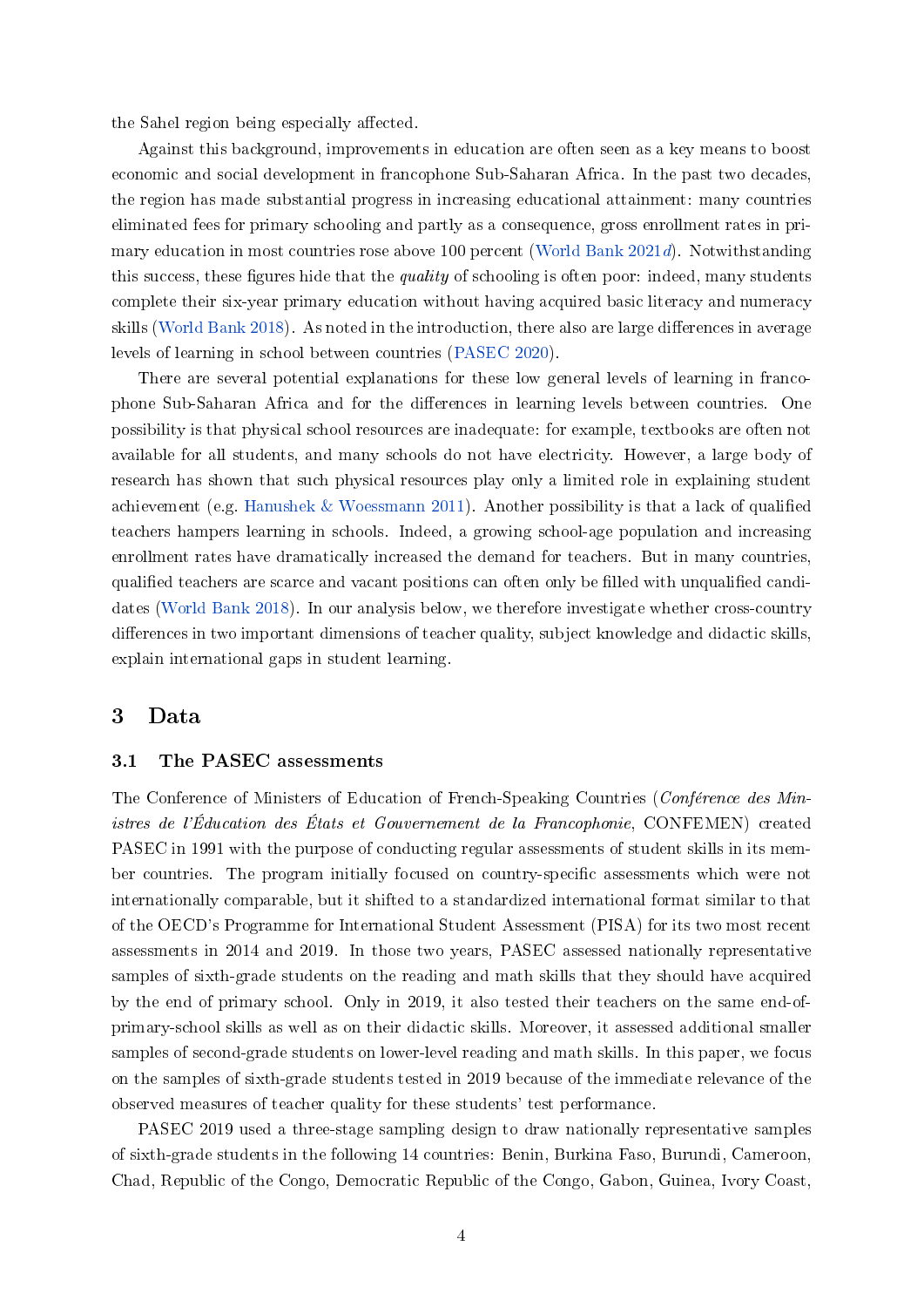the Sahel region being especially affected.

Against this background, improvements in education are often seen as a key means to boost economic and social development in francophone Sub-Saharan Africa. In the past two decades, the region has made substantial progress in increasing educational attainment: many countries eliminated fees for primary schooling and partly as a consequence, gross enrollment rates in primary education in most countries rose above 100 percent (World Bank 2021*d*). Notwithstanding this success, these figures hide that the *quality* of schooling is often poor: indeed, many students complete their six-year primary education without having acquired basic literacy and numeracy skills (World Bank 2018). As noted in the introduction, there also are large differences in average levels of learning in school between countries (PASEC 2020).

There are several potential explanations for these low general levels of learning in francophone Sub-Saharan Africa and for the differences in learning levels between countries. One possibility is that physical school resources are inadequate: for example, textbooks are often not available for all students, and many schools do not have electricity. However, a large body of research has shown that such physical resources play only a limited role in explaining student achievement (e.g. Hanushek & Woessmann 2011). Another possibility is that a lack of qualified teachers hampers learning in schools. Indeed, a growing school-age population and increasing enrollment rates have dramatically increased the demand for teachers. But in many countries, qualified teachers are scarce and vacant positions can often only be filled with unqualified candidates (World Bank 2018). In our analysis below, we therefore investigate whether cross-country differences in two important dimensions of teacher quality, subject knowledge and didactic skills, explain international gaps in student learning.

# 3 Data

## 3.1 The PASEC assessments

The Conference of Ministers of Education of French-Speaking Countries (*Conférence des Ministres de l'Éducation des États et Gouvernement de la Francophonie*, CONFEMEN) created PASEC in 1991 with the purpose of conducting regular assessments of student skills in its member countries. The program initially focused on country-specific assessments which were not internationally comparable, but it shifted to a standardized international format similar to that of the OECD's Programme for International Student Assessment (PISA) for its two most recent assessments in 2014 and 2019. In those two years, PASEC assessed nationally representative samples of sixth-grade students on the reading and math skills that they should have acquired by the end of primary school. Only in 2019, it also tested their teachers on the same end-of-primary-school skills as well as on their didactic skills. Moreover, it assessed additional smaller samples of second-grade students on lower-level reading and math skills. In this paper, we focus on the samples of sixth-grade students tested in 2019 because of the immediate relevance of the observed measures of teacher quality for these students' test performance.

PASEC 2019 used a three-stage sampling design to draw nationally representative samples of sixth-grade students in the following 14 countries: Benin, Burkina Faso, Burundi, Cameroon, Chad, Republic of the Congo, Democratic Republic of the Congo, Gabon, Guinea, Ivory Coast,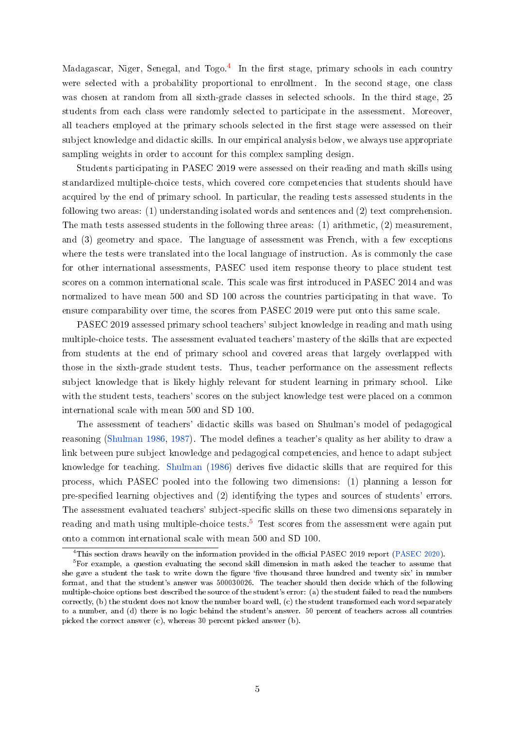Madagascar, Niger, Senegal, and Togo.[4] In the first stage, primary schools in each country were selected with a probability proportional to enrollment. In the second stage, one class was chosen at random from all sixth-grade classes in selected schools. In the third stage, 25 students from each class were randomly selected to participate in the assessment. Moreover, all teachers employed at the primary schools selected in the first stage were assessed on their subject knowledge and didactic skills. In our empirical analysis below, we always use appropriate sampling weights in order to account for this complex sampling design.

Students participating in PASEC 2019 were assessed on their reading and math skills using standardized multiple-choice tests, which covered core competencies that students should have acquired by the end of primary school. In particular, the reading tests assessed students in the following two areas: (1) understanding isolated words and sentences and (2) text comprehension. The math tests assessed students in the following three areas: (1) arithmetic, (2) measurement, and (3) geometry and space. The language of assessment was French, with a few exceptions where the tests were translated into the local language of instruction. As is commonly the case for other international assessments, PASEC used item response theory to place student test scores on a common international scale. This scale was first introduced in PASEC 2014 and was normalized to have mean 500 and SD 100 across the countries participating in that wave. To ensure comparability over time, the scores from PASEC 2019 were put onto this same scale.

PASEC 2019 assessed primary school teachers' subject knowledge in reading and math using multiple-choice tests. The assessment evaluated teachers' mastery of the skills that are expected from students at the end of primary school and covered areas that largely overlapped with those in the sixth-grade student tests. Thus, teacher performance on the assessment reflects subject knowledge that is likely highly relevant for student learning in primary school. Like with the student tests, teachers' scores on the subject knowledge test were placed on a common international scale with mean 500 and SD 100.

The assessment of teachers' didactic skills was based on Shulman's model of pedagogical reasoning (Shulman 1986, 1987). The model defines a teacher's quality as her ability to draw a link between pure subject knowledge and pedagogical competencies, and hence to adapt subject knowledge for teaching. Shulman (1986) derives five didactic skills that are required for this process, which PASEC pooled into the following two dimensions: (1) planning a lesson for pre-specified learning objectives and (2) identifying the types and sources of students' errors. The assessment evaluated teachers' subject-specific skills on these two dimensions separately in reading and math using multiple-choice tests.[5] Test scores from the assessment were again put onto a common international scale with mean 500 and SD 100.

[4] This section draws heavily on the information provided in the official PASEC 2019 report (PASEC 2020).

[5] For example, a question evaluating the second skill dimension in math asked the teacher to assume that she gave a student the task to write down the figure 'five thousand three hundred and twenty six' in number format, and that the student's answer was 500030026. The teacher should then decide which of the following multiple-choice options best described the source of the student's error: (a) the student failed to read the numbers correctly, (b) the student does not know the number board well, (c) the student transformed each word separately to a number, and (d) there is no logic behind the student's answer. 50 percent of teachers across all countries picked the correct answer (c), whereas 30 percent picked answer (b).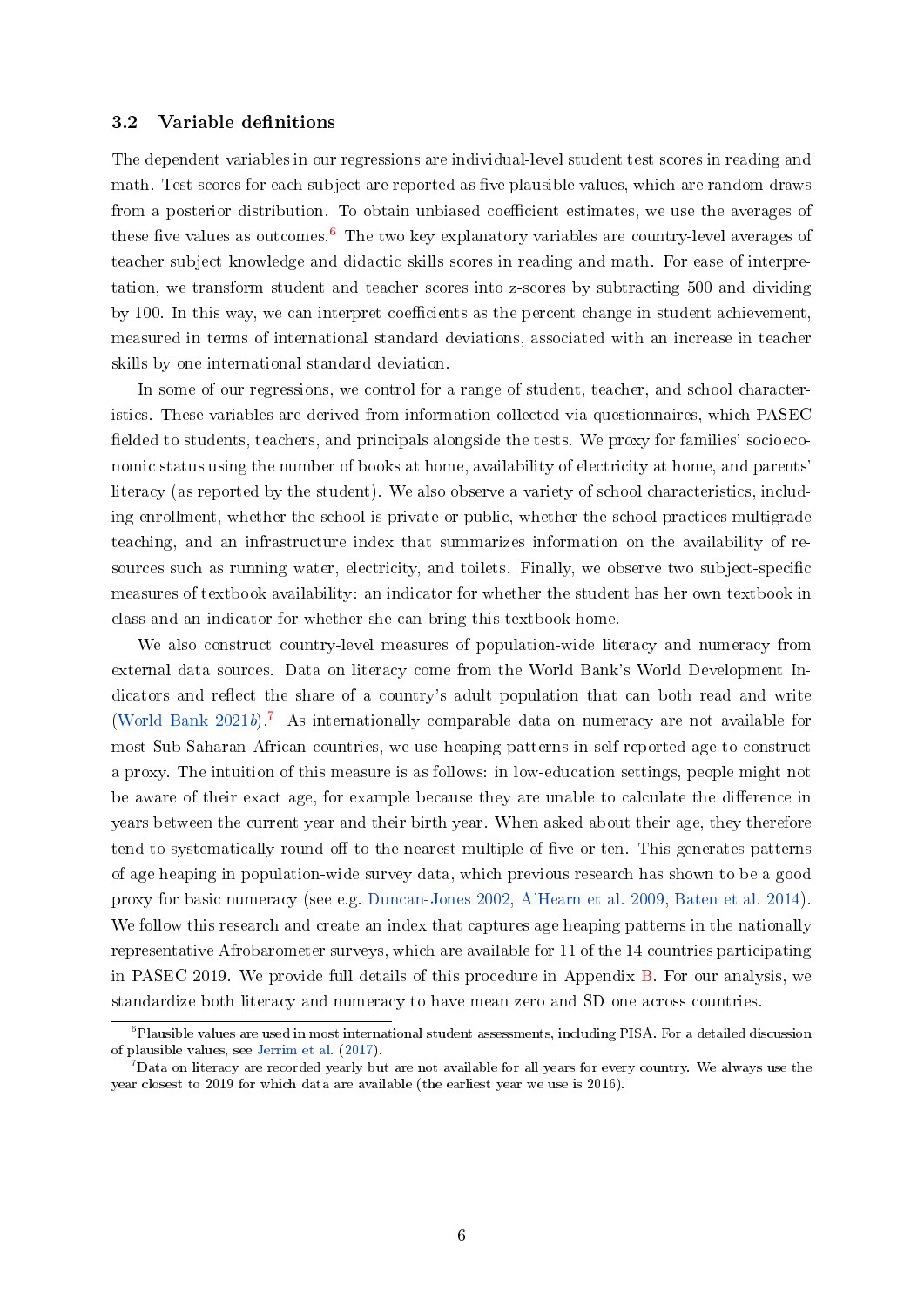### 3.2 Variable definitions

The dependent variables in our regressions are individual-level student test scores in reading and math. Test scores for each subject are reported as five plausible values, which are random draws from a posterior distribution. To obtain unbiased coefficient estimates, we use the averages of these five values as outcomes.[6] The two key explanatory variables are country-level averages of teacher subject knowledge and didactic skills scores in reading and math. For ease of interpretation, we transform student and teacher scores into z-scores by subtracting 500 and dividing by 100. In this way, we can interpret coefficients as the percent change in student achievement, measured in terms of international standard deviations, associated with an increase in teacher skills by one international standard deviation.

In some of our regressions, we control for a range of student, teacher, and school characteristics. These variables are derived from information collected via questionnaires, which PASEC fielded to students, teachers, and principals alongside the tests. We proxy for families' socioeconomic status using the number of books at home, availability of electricity at home, and parents' literacy (as reported by the student). We also observe a variety of school characteristics, including enrollment, whether the school is private or public, whether the school practices multigrade teaching, and an infrastructure index that summarizes information on the availability of resources such as running water, electricity, and toilets. Finally, we observe two subject-specific measures of textbook availability: an indicator for whether the student has her own textbook in class and an indicator for whether she can bring this textbook home.

We also construct country-level measures of population-wide literacy and numeracy from external data sources. Data on literacy come from the World Bank's World Development Indicators and reflect the share of a country's adult population that can both read and write (World Bank 2021*b*).[7] As internationally comparable data on numeracy are not available for most Sub-Saharan African countries, we use heaping patterns in self-reported age to construct a proxy. The intuition of this measure is as follows: in low-education settings, people might not be aware of their exact age, for example because they are unable to calculate the difference in years between the current year and their birth year. When asked about their age, they therefore tend to systematically round off to the nearest multiple of five or ten. This generates patterns of age heaping in population-wide survey data, which previous research has shown to be a good proxy for basic numeracy (see e.g. Duncan-Jones 2002, A'Hearn et al. 2009, Baten et al. 2014). We follow this research and create an index that captures age heaping patterns in the nationally representative Afrobarometer surveys, which are available for 11 of the 14 countries participating in PASEC 2019. We provide full details of this procedure in Appendix B. For our analysis, we standardize both literacy and numeracy to have mean zero and SD one across countries.

---

[6] Plausible values are used in most international student assessments, including PISA. For a detailed discussion of plausible values, see Jerrim et al. (2017).

[7] Data on literacy are recorded yearly but are not available for all years for every country. We always use the year closest to 2019 for which data are available (the earliest year we use is 2016).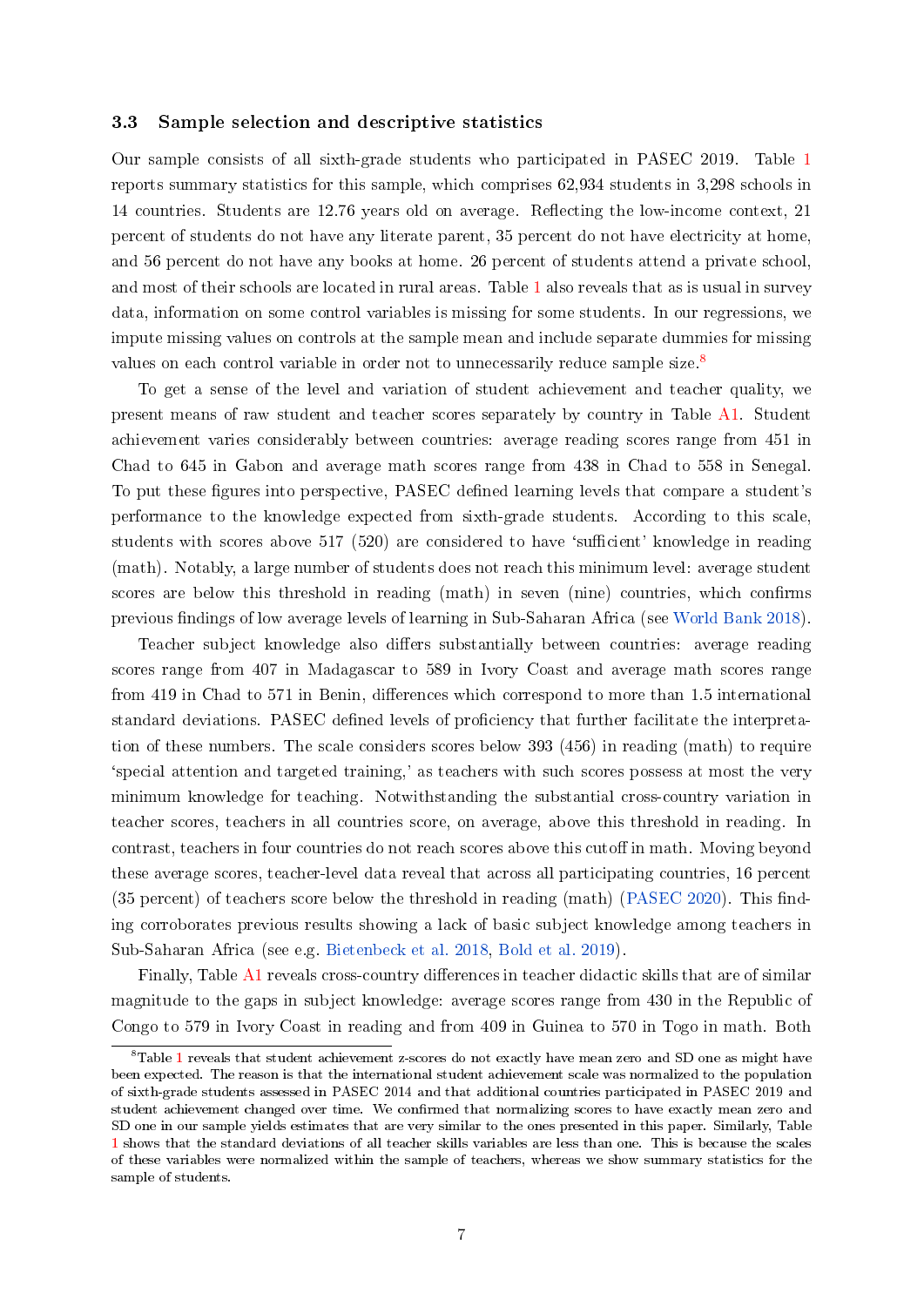### 3.3 Sample selection and descriptive statistics

Our sample consists of all sixth-grade students who participated in PASEC 2019. Table 1 reports summary statistics for this sample, which comprises 62,934 students in 3,298 schools in 14 countries. Students are 12.76 years old on average. Reflecting the low-income context, 21 percent of students do not have any literate parent, 35 percent do not have electricity at home, and 56 percent do not have any books at home. 26 percent of students attend a private school, and most of their schools are located in rural areas. Table 1 also reveals that as is usual in survey data, information on some control variables is missing for some students. In our regressions, we impute missing values on controls at the sample mean and include separate dummies for missing values on each control variable in order not to unnecessarily reduce sample size.[8]

To get a sense of the level and variation of student achievement and teacher quality, we present means of raw student and teacher scores separately by country in Table A1. Student achievement varies considerably between countries: average reading scores range from 451 in Chad to 645 in Gabon and average math scores range from 438 in Chad to 558 in Senegal. To put these figures into perspective, PASEC defined learning levels that compare a student's performance to the knowledge expected from sixth-grade students. According to this scale, students with scores above 517 (520) are considered to have 'sufficient' knowledge in reading (math). Notably, a large number of students does not reach this minimum level: average student scores are below this threshold in reading (math) in seven (nine) countries, which confirms previous findings of low average levels of learning in Sub-Saharan Africa (see World Bank 2018).

Teacher subject knowledge also differs substantially between countries: average reading scores range from 407 in Madagascar to 589 in Ivory Coast and average math scores range from 419 in Chad to 571 in Benin, differences which correspond to more than 1.5 international standard deviations. PASEC defined levels of proficiency that further facilitate the interpretation of these numbers. The scale considers scores below 393 (456) in reading (math) to require 'special attention and targeted training,' as teachers with such scores possess at most the very minimum knowledge for teaching. Notwithstanding the substantial cross-country variation in teacher scores, teachers in all countries score, on average, above this threshold in reading. In contrast, teachers in four countries do not reach scores above this cutoff in math. Moving beyond these average scores, teacher-level data reveal that across all participating countries, 16 percent (35 percent) of teachers score below the threshold in reading (math) (PASEC 2020). This finding corroborates previous results showing a lack of basic subject knowledge among teachers in Sub-Saharan Africa (see e.g. Bietenbeck et al. 2018, Bold et al. 2019).

Finally, Table A1 reveals cross-country differences in teacher didactic skills that are of similar magnitude to the gaps in subject knowledge: average scores range from 430 in the Republic of Congo to 579 in Ivory Coast in reading and from 409 in Guinea to 570 in Togo in math. Both

[8] Table 1 reveals that student achievement z-scores do not exactly have mean zero and SD one as might have been expected. The reason is that the international student achievement scale was normalized to the population of sixth-grade students assessed in PASEC 2014 and that additional countries participated in PASEC 2019 and student achievement changed over time. We confirmed that normalizing scores to have exactly mean zero and SD one in our sample yields estimates that are very similar to the ones presented in this paper. Similarly, Table 1 shows that the standard deviations of all teacher skills variables are less than one. This is because the scales of these variables were normalized within the sample of teachers, whereas we show summary statistics for the sample of students.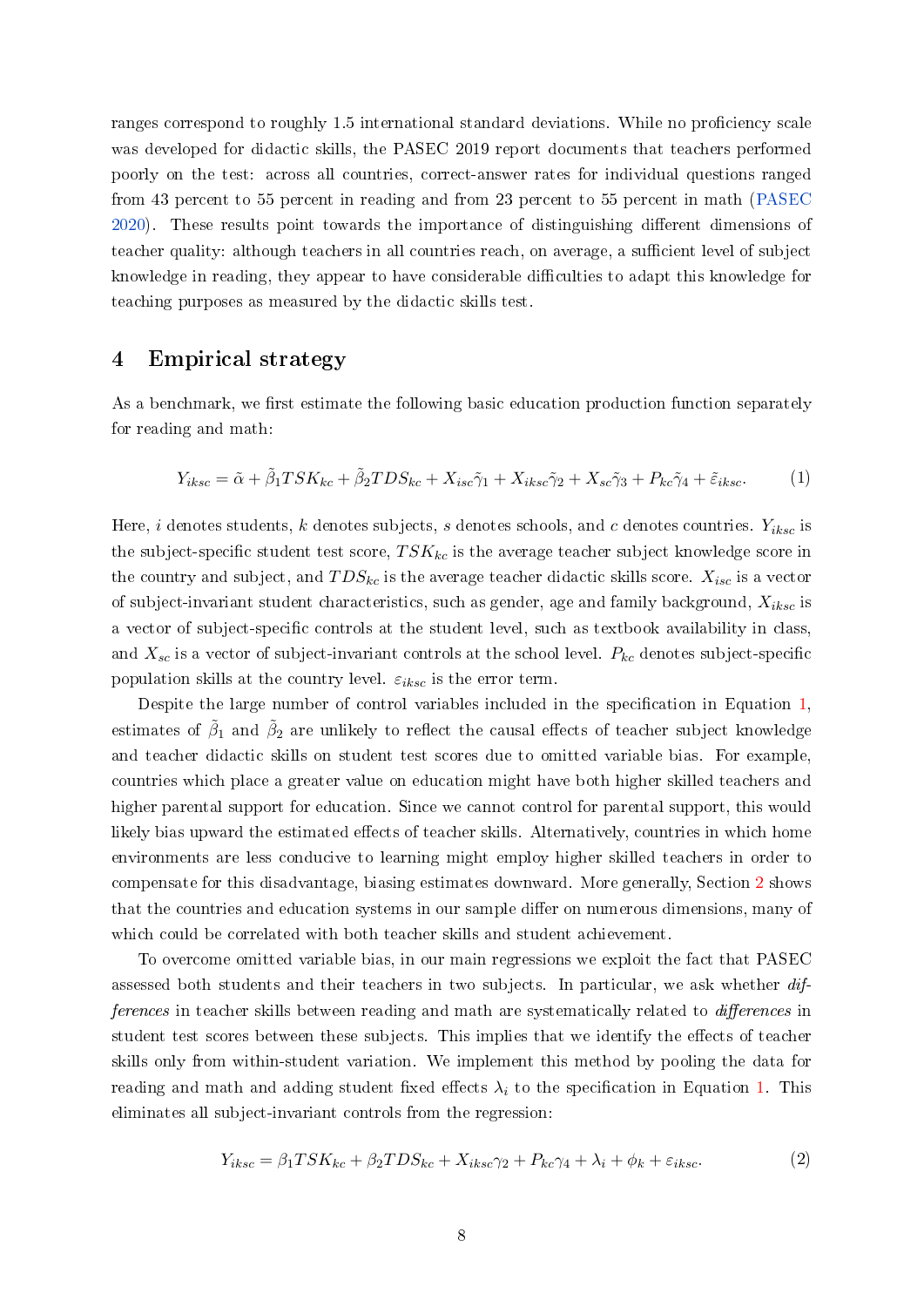ranges correspond to roughly 1.5 international standard deviations. While no proficiency scale was developed for didactic skills, the PASEC 2019 report documents that teachers performed poorly on the test: across all countries, correct-answer rates for individual questions ranged from 43 percent to 55 percent in reading and from 23 percent to 55 percent in math (PASEC 2020). These results point towards the importance of distinguishing different dimensions of teacher quality: although teachers in all countries reach, on average, a sufficient level of subject knowledge in reading, they appear to have considerable difficulties to adapt this knowledge for teaching purposes as measured by the didactic skills test.

## 4 Empirical strategy

As a benchmark, we first estimate the following basic education production function separately for reading and math:

$$Y_{iksc} = \tilde{\alpha} + \tilde{\beta}_1 TSK_{kc} + \tilde{\beta}_2 TDS_{kc} + X_{isc}\tilde{\gamma}_1 + X_{iksc}\tilde{\gamma}_2 + X_{sc}\tilde{\gamma}_3 + P_{kc}\tilde{\gamma}_4 + \tilde{\varepsilon}_{iksc}. \tag{1}$$

Here, $i$ denotes students, $k$ denotes subjects, $s$ denotes schools, and $c$ denotes countries. $Y_{iksc}$ is the subject-specific student test score, $TSK_{kc}$ is the average teacher subject knowledge score in the country and subject, and $TDS_{kc}$ is the average teacher didactic skills score. $X_{isc}$ is a vector of subject-invariant student characteristics, such as gender, age and family background, $X_{iksc}$ is a vector of subject-specific controls at the student level, such as textbook availability in class, and $X_{sc}$ is a vector of subject-invariant controls at the school level. $P_{kc}$ denotes subject-specific population skills at the country level. $\varepsilon_{iksc}$ is the error term.

Despite the large number of control variables included in the specification in Equation 1, estimates of $\tilde{\beta}_1$ and $\tilde{\beta}_2$ are unlikely to reflect the causal effects of teacher subject knowledge and teacher didactic skills on student test scores due to omitted variable bias. For example, countries which place a greater value on education might have both higher skilled teachers and higher parental support for education. Since we cannot control for parental support, this would likely bias upward the estimated effects of teacher skills. Alternatively, countries in which home environments are less conducive to learning might employ higher skilled teachers in order to compensate for this disadvantage, biasing estimates downward. More generally, Section 2 shows that the countries and education systems in our sample differ on numerous dimensions, many of which could be correlated with both teacher skills and student achievement.

To overcome omitted variable bias, in our main regressions we exploit the fact that PASEC assessed both students and their teachers in two subjects. In particular, we ask whether *differences* in teacher skills between reading and math are systematically related to *differences* in student test scores between these subjects. This implies that we identify the effects of teacher skills only from within-student variation. We implement this method by pooling the data for reading and math and adding student fixed effects $\lambda_i$ to the specification in Equation 1. This eliminates all subject-invariant controls from the regression:

$$Y_{iksc} = \beta_1 TSK_{kc} + \beta_2 TDS_{kc} + X_{iksc}\gamma_2 + P_{kc}\gamma_4 + \lambda_i + \phi_k + \varepsilon_{iksc}. \tag{2}$$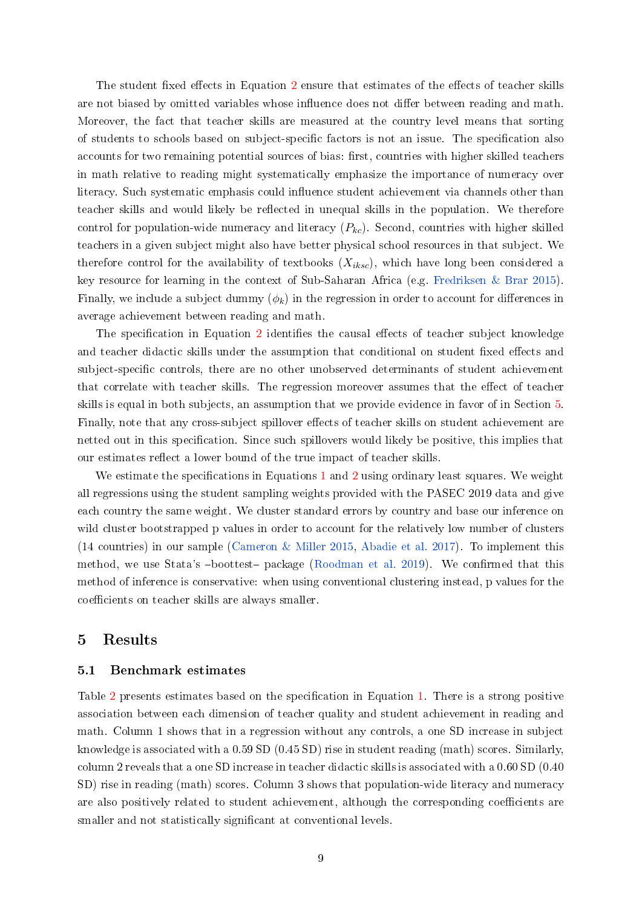The student fixed effects in Equation 2 ensure that estimates of the effects of teacher skills are not biased by omitted variables whose influence does not differ between reading and math. Moreover, the fact that teacher skills are measured at the country level means that sorting of students to schools based on subject-specific factors is not an issue. The specification also accounts for two remaining potential sources of bias: first, countries with higher skilled teachers in math relative to reading might systematically emphasize the importance of numeracy over literacy. Such systematic emphasis could influence student achievement via channels other than teacher skills and would likely be reflected in unequal skills in the population. We therefore control for population-wide numeracy and literacy ($P_{kc}$). Second, countries with higher skilled teachers in a given subject might also have better physical school resources in that subject. We therefore control for the availability of textbooks ($X_{iksc}$), which have long been considered a key resource for learning in the context of Sub-Saharan Africa (e.g. Fredriksen & Brar 2015). Finally, we include a subject dummy ($\phi_k$) in the regression in order to account for differences in average achievement between reading and math.

The specification in Equation 2 identifies the causal effects of teacher subject knowledge and teacher didactic skills under the assumption that conditional on student fixed effects and subject-specific controls, there are no other unobserved determinants of student achievement that correlate with teacher skills. The regression moreover assumes that the effect of teacher skills is equal in both subjects, an assumption that we provide evidence in favor of in Section 5. Finally, note that any cross-subject spillover effects of teacher skills on student achievement are netted out in this specification. Since such spillovers would likely be positive, this implies that our estimates reflect a lower bound of the true impact of teacher skills.

We estimate the specifications in Equations 1 and 2 using ordinary least squares. We weight all regressions using the student sampling weights provided with the PASEC 2019 data and give each country the same weight. We cluster standard errors by country and base our inference on wild cluster bootstrapped p values in order to account for the relatively low number of clusters (14 countries) in our sample (Cameron & Miller 2015, Abadie et al. 2017). To implement this method, we use Stata's –boottest– package (Roodman et al. 2019). We confirmed that this method of inference is conservative: when using conventional clustering instead, p values for the coefficients on teacher skills are always smaller.

## 5 Results

### 5.1 Benchmark estimates

Table 2 presents estimates based on the specification in Equation 1. There is a strong positive association between each dimension of teacher quality and student achievement in reading and math. Column 1 shows that in a regression without any controls, a one SD increase in subject knowledge is associated with a 0.59 SD (0.45 SD) rise in student reading (math) scores. Similarly, column 2 reveals that a one SD increase in teacher didactic skills is associated with a 0.60 SD (0.40 SD) rise in reading (math) scores. Column 3 shows that population-wide literacy and numeracy are also positively related to student achievement, although the corresponding coefficients are smaller and not statistically significant at conventional levels.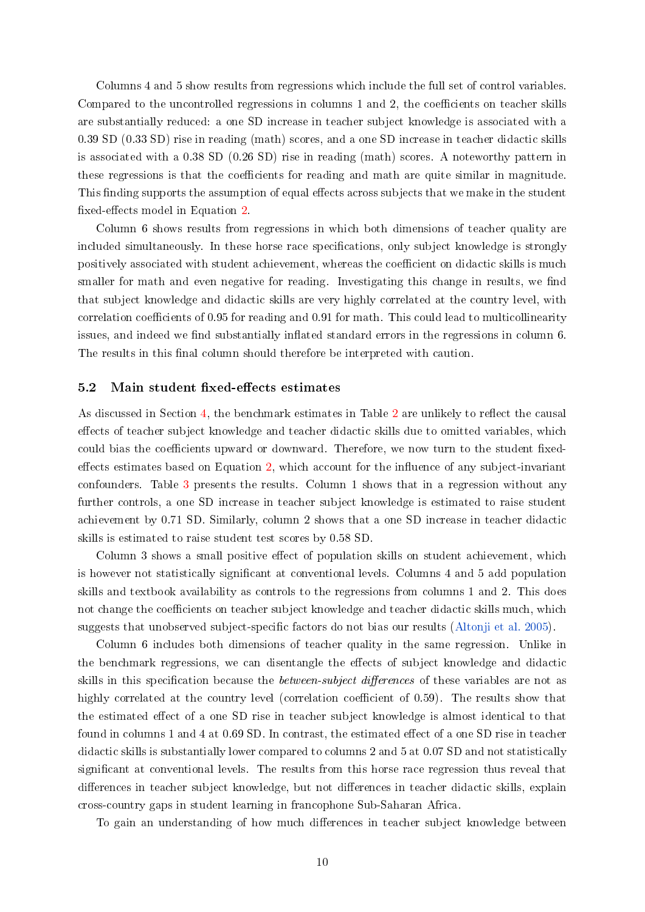Columns 4 and 5 show results from regressions which include the full set of control variables. Compared to the uncontrolled regressions in columns 1 and 2, the coefficients on teacher skills are substantially reduced: a one SD increase in teacher subject knowledge is associated with a 0.39 SD (0.33 SD) rise in reading (math) scores, and a one SD increase in teacher didactic skills is associated with a 0.38 SD (0.26 SD) rise in reading (math) scores. A noteworthy pattern in these regressions is that the coefficients for reading and math are quite similar in magnitude. This finding supports the assumption of equal effects across subjects that we make in the student fixed-effects model in Equation 2.

Column 6 shows results from regressions in which both dimensions of teacher quality are included simultaneously. In these horse race specifications, only subject knowledge is strongly positively associated with student achievement, whereas the coefficient on didactic skills is much smaller for math and even negative for reading. Investigating this change in results, we find that subject knowledge and didactic skills are very highly correlated at the country level, with correlation coefficients of 0.95 for reading and 0.91 for math. This could lead to multicollinearity issues, and indeed we find substantially inflated standard errors in the regressions in column 6. The results in this final column should therefore be interpreted with caution.

### 5.2 Main student fixed-effects estimates

As discussed in Section 4, the benchmark estimates in Table 2 are unlikely to reflect the causal effects of teacher subject knowledge and teacher didactic skills due to omitted variables, which could bias the coefficients upward or downward. Therefore, we now turn to the student fixed-effects estimates based on Equation 2, which account for the influence of any subject-invariant confounders. Table 3 presents the results. Column 1 shows that in a regression without any further controls, a one SD increase in teacher subject knowledge is estimated to raise student achievement by 0.71 SD. Similarly, column 2 shows that a one SD increase in teacher didactic skills is estimated to raise student test scores by 0.58 SD.

Column 3 shows a small positive effect of population skills on student achievement, which is however not statistically significant at conventional levels. Columns 4 and 5 add population skills and textbook availability as controls to the regressions from columns 1 and 2. This does not change the coefficients on teacher subject knowledge and teacher didactic skills much, which suggests that unobserved subject-specific factors do not bias our results (Altonji et al. 2005).

Column 6 includes both dimensions of teacher quality in the same regression. Unlike in the benchmark regressions, we can disentangle the effects of subject knowledge and didactic skills in this specification because the *between-subject differences* of these variables are not as highly correlated at the country level (correlation coefficient of 0.59). The results show that the estimated effect of a one SD rise in teacher subject knowledge is almost identical to that found in columns 1 and 4 at 0.69 SD. In contrast, the estimated effect of a one SD rise in teacher didactic skills is substantially lower compared to columns 2 and 5 at 0.07 SD and not statistically significant at conventional levels. The results from this horse race regression thus reveal that differences in teacher subject knowledge, but not differences in teacher didactic skills, explain cross-country gaps in student learning in francophone Sub-Saharan Africa.

To gain an understanding of how much differences in teacher subject knowledge between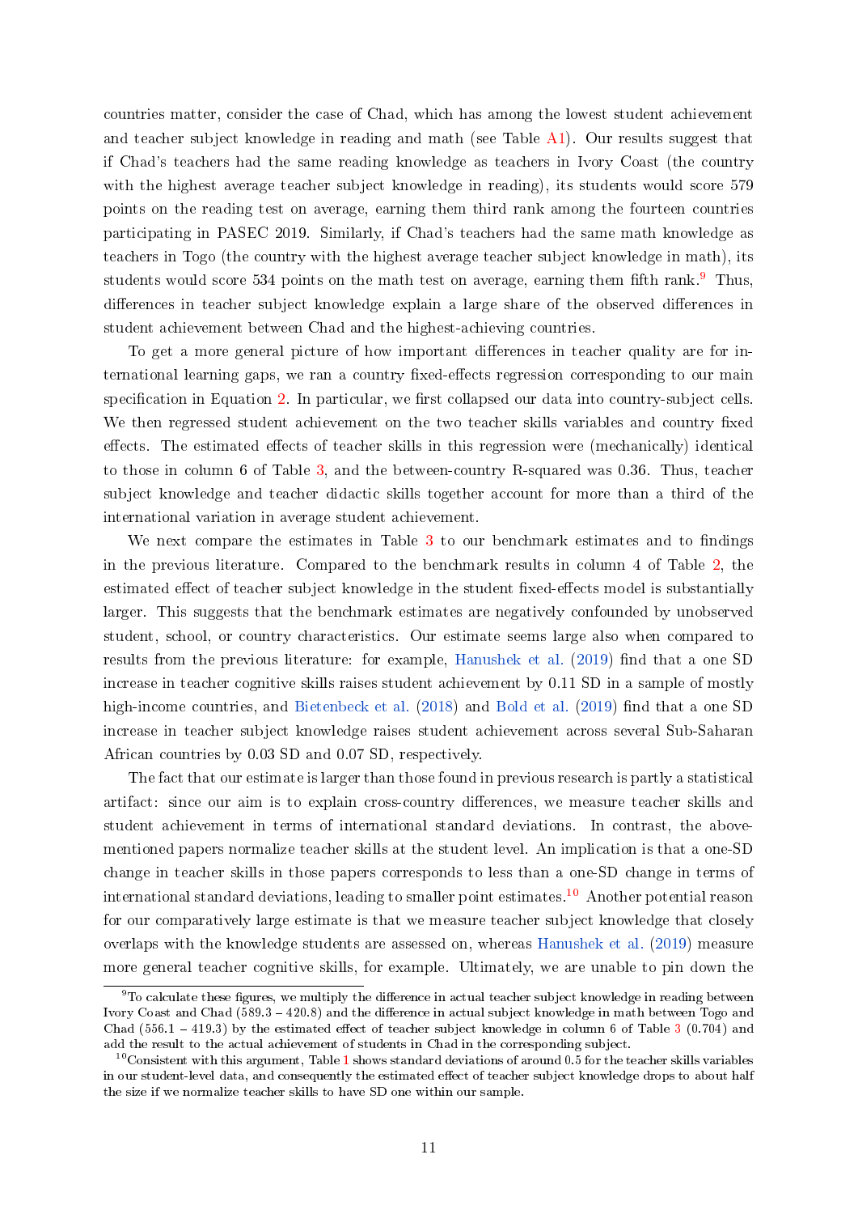countries matter, consider the case of Chad, which has among the lowest student achievement and teacher subject knowledge in reading and math (see Table A1). Our results suggest that if Chad's teachers had the same reading knowledge as teachers in Ivory Coast (the country with the highest average teacher subject knowledge in reading), its students would score 579 points on the reading test on average, earning them third rank among the fourteen countries participating in PASEC 2019. Similarly, if Chad's teachers had the same math knowledge as teachers in Togo (the country with the highest average teacher subject knowledge in math), its students would score 534 points on the math test on average, earning them fifth rank.[9] Thus, differences in teacher subject knowledge explain a large share of the observed differences in student achievement between Chad and the highest-achieving countries.

To get a more general picture of how important differences in teacher quality are for international learning gaps, we ran a country fixed-effects regression corresponding to our main specification in Equation 2. In particular, we first collapsed our data into country-subject cells. We then regressed student achievement on the two teacher skills variables and country fixed effects. The estimated effects of teacher skills in this regression were (mechanically) identical to those in column 6 of Table 3, and the between-country R-squared was 0.36. Thus, teacher subject knowledge and teacher didactic skills together account for more than a third of the international variation in average student achievement.

We next compare the estimates in Table 3 to our benchmark estimates and to findings in the previous literature. Compared to the benchmark results in column 4 of Table 2, the estimated effect of teacher subject knowledge in the student fixed-effects model is substantially larger. This suggests that the benchmark estimates are negatively confounded by unobserved student, school, or country characteristics. Our estimate seems large also when compared to results from the previous literature: for example, Hanushek et al. (2019) find that a one SD increase in teacher cognitive skills raises student achievement by 0.11 SD in a sample of mostly high-income countries, and Bietenbeck et al. (2018) and Bold et al. (2019) find that a one SD increase in teacher subject knowledge raises student achievement across several Sub-Saharan African countries by 0.03 SD and 0.07 SD, respectively.

The fact that our estimate is larger than those found in previous research is partly a statistical artifact: since our aim is to explain cross-country differences, we measure teacher skills and student achievement in terms of international standard deviations. In contrast, the above-mentioned papers normalize teacher skills at the student level. An implication is that a one-SD change in teacher skills in those papers corresponds to less than a one-SD change in terms of international standard deviations, leading to smaller point estimates.[10] Another potential reason for our comparatively large estimate is that we measure teacher subject knowledge that closely overlaps with the knowledge students are assessed on, whereas Hanushek et al. (2019) measure more general teacher cognitive skills, for example. Ultimately, we are unable to pin down the

[9] To calculate these figures, we multiply the difference in actual teacher subject knowledge in reading between Ivory Coast and Chad (589.3 – 420.8) and the difference in actual subject knowledge in math between Togo and Chad (556.1 – 419.3) by the estimated effect of teacher subject knowledge in column 6 of Table 3 (0.704) and add the result to the actual achievement of students in Chad in the corresponding subject.

[10] Consistent with this argument, Table 1 shows standard deviations of around 0.5 for the teacher skills variables in our student-level data, and consequently the estimated effect of teacher subject knowledge drops to about half the size if we normalize teacher skills to have SD one within our sample.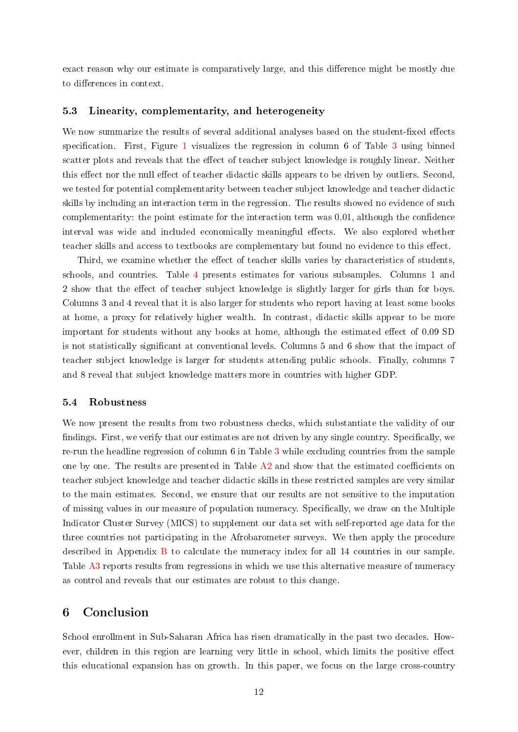exact reason why our estimate is comparatively large, and this difference might be mostly due to differences in context.

### 5.3 Linearity, complementarity, and heterogeneity

We now summarize the results of several additional analyses based on the student-fixed effects specification. First, Figure 1 visualizes the regression in column 6 of Table 3 using binned scatter plots and reveals that the effect of teacher subject knowledge is roughly linear. Neither this effect nor the null effect of teacher didactic skills appears to be driven by outliers. Second, we tested for potential complementarity between teacher subject knowledge and teacher didactic skills by including an interaction term in the regression. The results showed no evidence of such complementarity: the point estimate for the interaction term was 0.01, although the confidence interval was wide and included economically meaningful effects. We also explored whether teacher skills and access to textbooks are complementary but found no evidence to this effect.

Third, we examine whether the effect of teacher skills varies by characteristics of students, schools, and countries. Table 4 presents estimates for various subsamples. Columns 1 and 2 show that the effect of teacher subject knowledge is slightly larger for girls than for boys. Columns 3 and 4 reveal that it is also larger for students who report having at least some books at home, a proxy for relatively higher wealth. In contrast, didactic skills appear to be more important for students without any books at home, although the estimated effect of 0.09 SD is not statistically significant at conventional levels. Columns 5 and 6 show that the impact of teacher subject knowledge is larger for students attending public schools. Finally, columns 7 and 8 reveal that subject knowledge matters more in countries with higher GDP.

### 5.4 Robustness

We now present the results from two robustness checks, which substantiate the validity of our findings. First, we verify that our estimates are not driven by any single country. Specifically, we re-run the headline regression of column 6 in Table 3 while excluding countries from the sample one by one. The results are presented in Table A2 and show that the estimated coefficients on teacher subject knowledge and teacher didactic skills in these restricted samples are very similar to the main estimates. Second, we ensure that our results are not sensitive to the imputation of missing values in our measure of population numeracy. Specifically, we draw on the Multiple Indicator Cluster Survey (MICS) to supplement our data set with self-reported age data for the three countries not participating in the Afrobarometer surveys. We then apply the procedure described in Appendix B to calculate the numeracy index for all 14 countries in our sample. Table A3 reports results from regressions in which we use this alternative measure of numeracy as control and reveals that our estimates are robust to this change.

## 6 Conclusion

School enrollment in Sub-Saharan Africa has risen dramatically in the past two decades. However, children in this region are learning very little in school, which limits the positive effect this educational expansion has on growth. In this paper, we focus on the large cross-country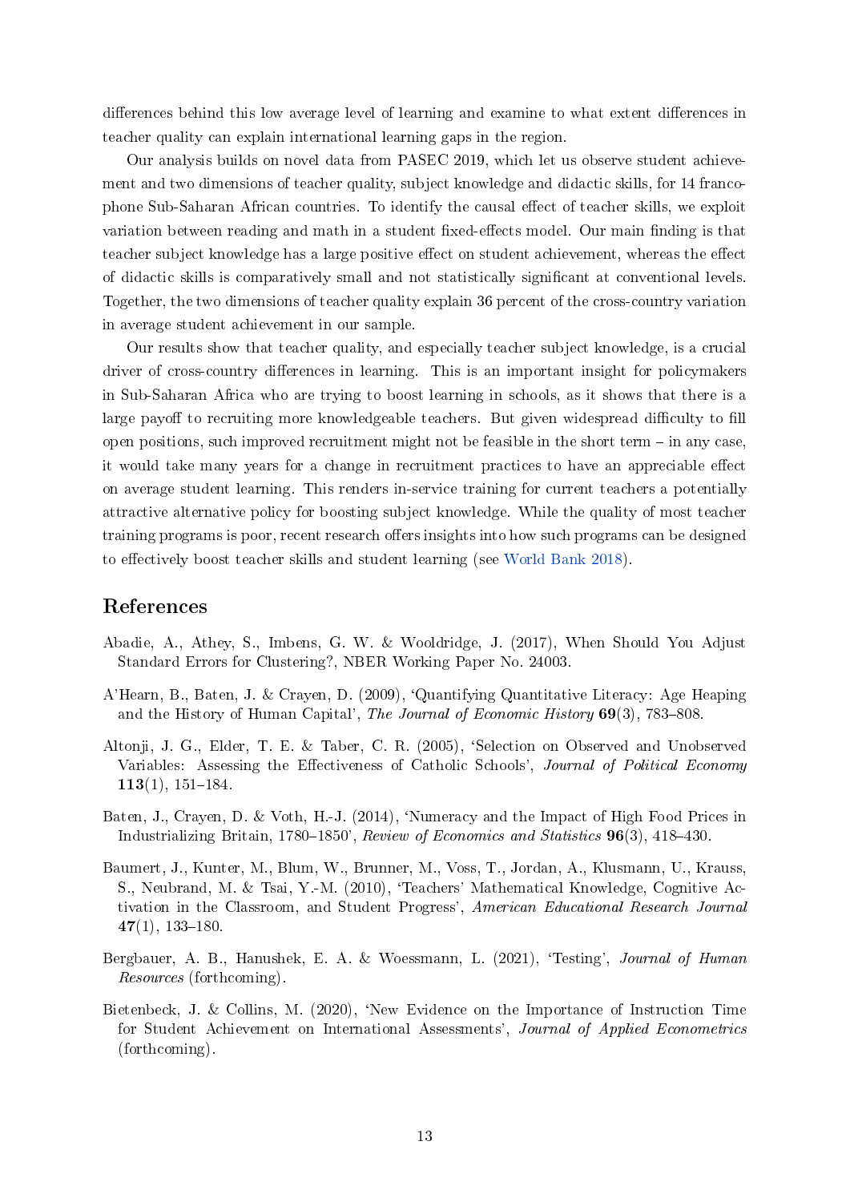differences behind this low average level of learning and examine to what extent differences in teacher quality can explain international learning gaps in the region.

Our analysis builds on novel data from PASEC 2019, which let us observe student achievement and two dimensions of teacher quality, subject knowledge and didactic skills, for 14 francophone Sub-Saharan African countries. To identify the causal effect of teacher skills, we exploit variation between reading and math in a student fixed-effects model. Our main finding is that teacher subject knowledge has a large positive effect on student achievement, whereas the effect of didactic skills is comparatively small and not statistically significant at conventional levels. Together, the two dimensions of teacher quality explain 36 percent of the cross-country variation in average student achievement in our sample.

Our results show that teacher quality, and especially teacher subject knowledge, is a crucial driver of cross-country differences in learning. This is an important insight for policymakers in Sub-Saharan Africa who are trying to boost learning in schools, as it shows that there is a large payoff to recruiting more knowledgeable teachers. But given widespread difficulty to fill open positions, such improved recruitment might not be feasible in the short term – in any case, it would take many years for a change in recruitment practices to have an appreciable effect on average student learning. This renders in-service training for current teachers a potentially attractive alternative policy for boosting subject knowledge. While the quality of most teacher training programs is poor, recent research offers insights into how such programs can be designed to effectively boost teacher skills and student learning (see World Bank 2018).

## References

Abadie, A., Athey, S., Imbens, G. W. & Wooldridge, J. (2017), When Should You Adjust Standard Errors for Clustering?, NBER Working Paper No. 24003.

A'Hearn, B., Baten, J. & Crayen, D. (2009), 'Quantifying Quantitative Literacy: Age Heaping and the History of Human Capital', *The Journal of Economic History* **69**(3), 783–808.

Altonji, J. G., Elder, T. E. & Taber, C. R. (2005), 'Selection on Observed and Unobserved Variables: Assessing the Effectiveness of Catholic Schools', *Journal of Political Economy* **113**(1), 151–184.

Baten, J., Crayen, D. & Voth, H.-J. (2014), 'Numeracy and the Impact of High Food Prices in Industrializing Britain, 1780–1850', *Review of Economics and Statistics* **96**(3), 418–430.

Baumert, J., Kunter, M., Blum, W., Brunner, M., Voss, T., Jordan, A., Klusmann, U., Krauss, S., Neubrand, M. & Tsai, Y.-M. (2010), 'Teachers' Mathematical Knowledge, Cognitive Activation in the Classroom, and Student Progress', *American Educational Research Journal* **47**(1), 133–180.

Bergbauer, A. B., Hanushek, E. A. & Woessmann, L. (2021), 'Testing', *Journal of Human Resources* (forthcoming).

Bietenbeck, J. & Collins, M. (2020), 'New Evidence on the Importance of Instruction Time for Student Achievement on International Assessments', *Journal of Applied Econometrics* (forthcoming).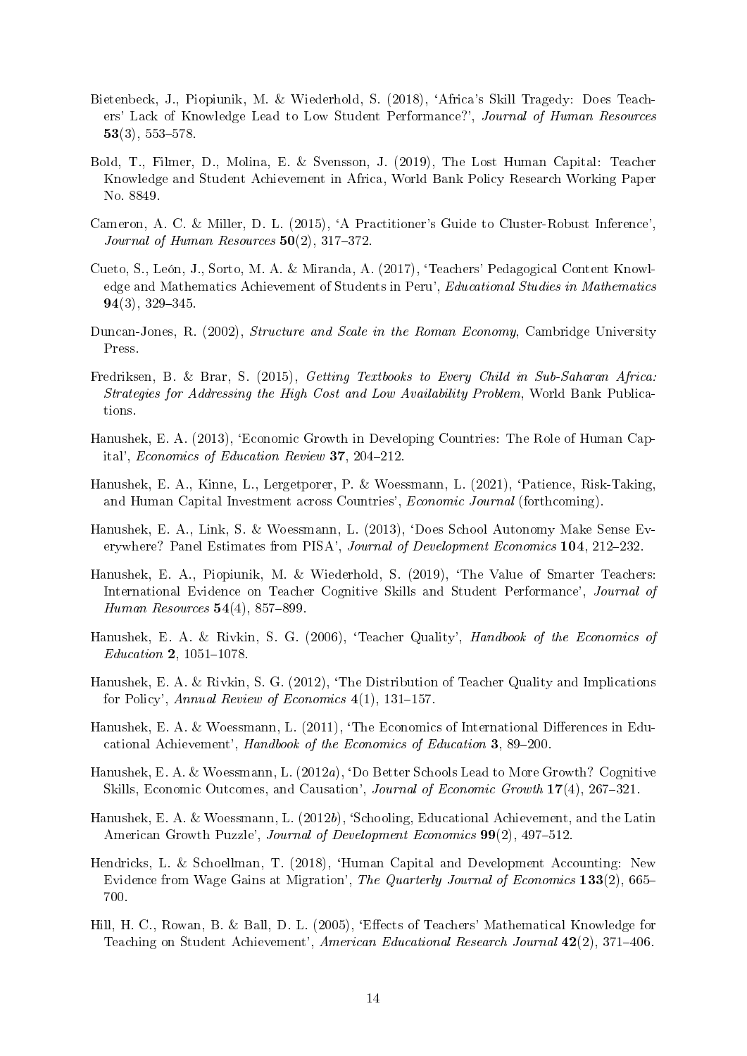Bietenbeck, J., Piopiunik, M. & Wiederhold, S. (2018), 'Africa's Skill Tragedy: Does Teachers' Lack of Knowledge Lead to Low Student Performance?', *Journal of Human Resources* **53**(3), 553–578.

Bold, T., Filmer, D., Molina, E. & Svensson, J. (2019), The Lost Human Capital: Teacher Knowledge and Student Achievement in Africa, World Bank Policy Research Working Paper No. 8849.

Cameron, A. C. & Miller, D. L. (2015), 'A Practitioner's Guide to Cluster-Robust Inference', *Journal of Human Resources* **50**(2), 317–372.

Cueto, S., León, J., Sorto, M. A. & Miranda, A. (2017), 'Teachers' Pedagogical Content Knowledge and Mathematics Achievement of Students in Peru', *Educational Studies in Mathematics* **94**(3), 329–345.

Duncan-Jones, R. (2002), *Structure and Scale in the Roman Economy*, Cambridge University Press.

Fredriksen, B. & Brar, S. (2015), *Getting Textbooks to Every Child in Sub-Saharan Africa: Strategies for Addressing the High Cost and Low Availability Problem*, World Bank Publications.

Hanushek, E. A. (2013), 'Economic Growth in Developing Countries: The Role of Human Capital', *Economics of Education Review* **37**, 204–212.

Hanushek, E. A., Kinne, L., Lergetporer, P. & Woessmann, L. (2021), 'Patience, Risk-Taking, and Human Capital Investment across Countries', *Economic Journal* (forthcoming).

Hanushek, E. A., Link, S. & Woessmann, L. (2013), 'Does School Autonomy Make Sense Everywhere? Panel Estimates from PISA', *Journal of Development Economics* **104**, 212–232.

Hanushek, E. A., Piopiunik, M. & Wiederhold, S. (2019), 'The Value of Smarter Teachers: International Evidence on Teacher Cognitive Skills and Student Performance', *Journal of Human Resources* **54**(4), 857–899.

Hanushek, E. A. & Rivkin, S. G. (2006), 'Teacher Quality', *Handbook of the Economics of Education* **2**, 1051–1078.

Hanushek, E. A. & Rivkin, S. G. (2012), 'The Distribution of Teacher Quality and Implications for Policy', *Annual Review of Economics* **4**(1), 131–157.

Hanushek, E. A. & Woessmann, L. (2011), 'The Economics of International Differences in Educational Achievement', *Handbook of the Economics of Education* **3**, 89–200.

Hanushek, E. A. & Woessmann, L. (2012*a*), 'Do Better Schools Lead to More Growth? Cognitive Skills, Economic Outcomes, and Causation', *Journal of Economic Growth* **17**(4), 267–321.

Hanushek, E. A. & Woessmann, L. (2012*b*), 'Schooling, Educational Achievement, and the Latin American Growth Puzzle', *Journal of Development Economics* **99**(2), 497–512.

Hendricks, L. & Schoellman, T. (2018), 'Human Capital and Development Accounting: New Evidence from Wage Gains at Migration', *The Quarterly Journal of Economics* **133**(2), 665–700.

Hill, H. C., Rowan, B. & Ball, D. L. (2005), 'Effects of Teachers' Mathematical Knowledge for Teaching on Student Achievement', *American Educational Research Journal* **42**(2), 371–406.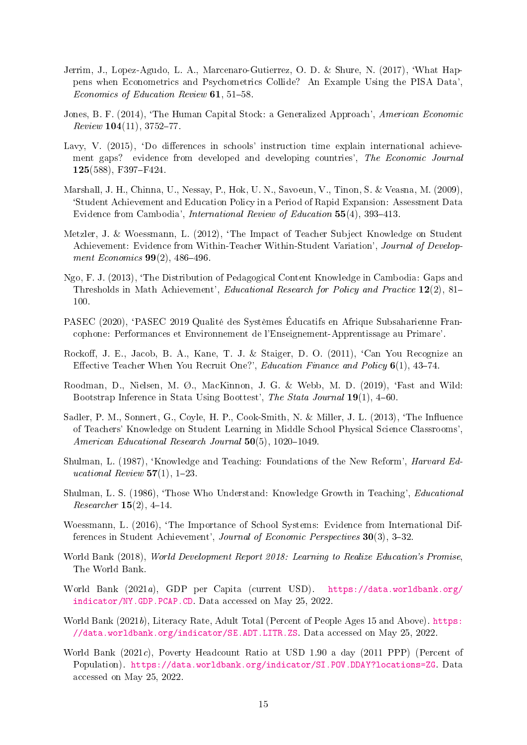Jerrim, J., Lopez-Agudo, L. A., Marcenaro-Gutierrez, O. D. & Shure, N. (2017), 'What Happens when Econometrics and Psychometrics Collide? An Example Using the PISA Data', *Economics of Education Review* **61**, 51–58.

Jones, B. F. (2014), 'The Human Capital Stock: a Generalized Approach', *American Economic Review* **104**(11), 3752–77.

Lavy, V. (2015), 'Do differences in schools' instruction time explain international achievement gaps? evidence from developed and developing countries', *The Economic Journal* **125**(588), F397–F424.

Marshall, J. H., Chinna, U., Nessay, P., Hok, U. N., Savoeun, V., Tinon, S. & Veasna, M. (2009), 'Student Achievement and Education Policy in a Period of Rapid Expansion: Assessment Data Evidence from Cambodia', *International Review of Education* **55**(4), 393–413.

Metzler, J. & Woessmann, L. (2012), 'The Impact of Teacher Subject Knowledge on Student Achievement: Evidence from Within-Teacher Within-Student Variation', *Journal of Development Economics* **99**(2), 486–496.

Ngo, F. J. (2013), 'The Distribution of Pedagogical Content Knowledge in Cambodia: Gaps and Thresholds in Math Achievement', *Educational Research for Policy and Practice* **12**(2), 81–100.

PASEC (2020), 'PASEC 2019 Qualité des Systèmes Éducatifs en Afrique Subsaharienne Francophone: Performances et Environnement de l'Enseignement-Apprentissage au Primaire'.

Rockoff, J. E., Jacob, B. A., Kane, T. J. & Staiger, D. O. (2011), 'Can You Recognize an Effective Teacher When You Recruit One?', *Education Finance and Policy* **6**(1), 43–74.

Roodman, D., Nielsen, M. Ø., MacKinnon, J. G. & Webb, M. D. (2019), 'Fast and Wild: Bootstrap Inference in Stata Using Boottest', *The Stata Journal* **19**(1), 4–60.

Sadler, P. M., Sonnert, G., Coyle, H. P., Cook-Smith, N. & Miller, J. L. (2013), 'The Influence of Teachers' Knowledge on Student Learning in Middle School Physical Science Classrooms', *American Educational Research Journal* **50**(5), 1020–1049.

Shulman, L. (1987), 'Knowledge and Teaching: Foundations of the New Reform', *Harvard Educational Review* **57**(1), 1–23.

Shulman, L. S. (1986), 'Those Who Understand: Knowledge Growth in Teaching', *Educational Researcher* **15**(2), 4–14.

Woessmann, L. (2016), 'The Importance of School Systems: Evidence from International Differences in Student Achievement', *Journal of Economic Perspectives* **30**(3), 3–32.

World Bank (2018), *World Development Report 2018: Learning to Realize Education's Promise*, The World Bank.

World Bank (2021*a*), GDP per Capita (current USD). https://data.worldbank.org/indicator/NY.GDP.PCAP.CD. Data accessed on May 25, 2022.

World Bank (2021*b*), Literacy Rate, Adult Total (Percent of People Ages 15 and Above). https://data.worldbank.org/indicator/SE.ADT.LITR.ZS. Data accessed on May 25, 2022.

World Bank (2021*c*), Poverty Headcount Ratio at USD 1.90 a day (2011 PPP) (Percent of Population). https://data.worldbank.org/indicator/SI.POV.DDAY?locations=ZG. Data accessed on May 25, 2022.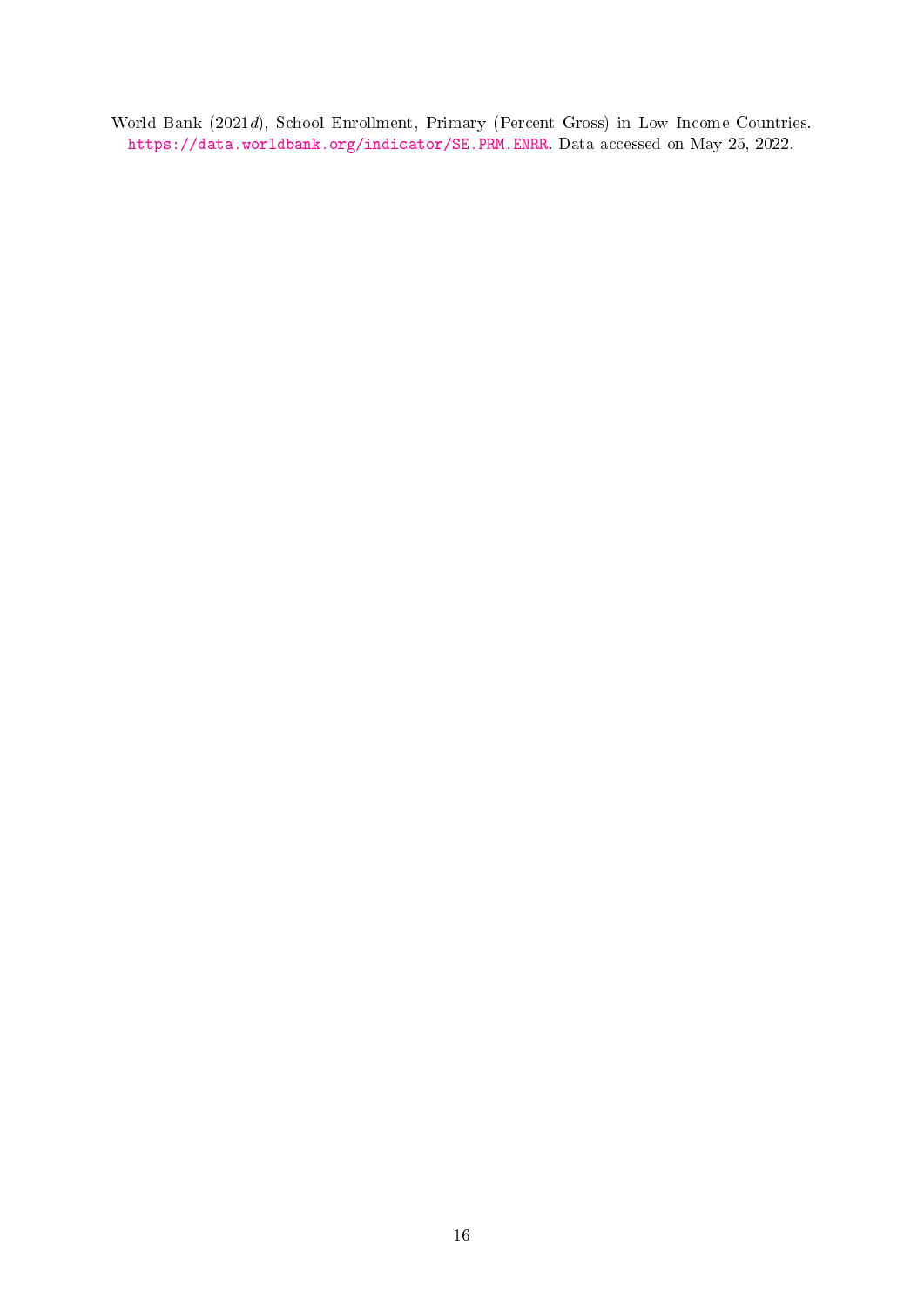World Bank (2021*d*), School Enrollment, Primary (Percent Gross) in Low Income Countries. https://data.worldbank.org/indicator/SE.PRM.ENRR. Data accessed on May 25, 2022.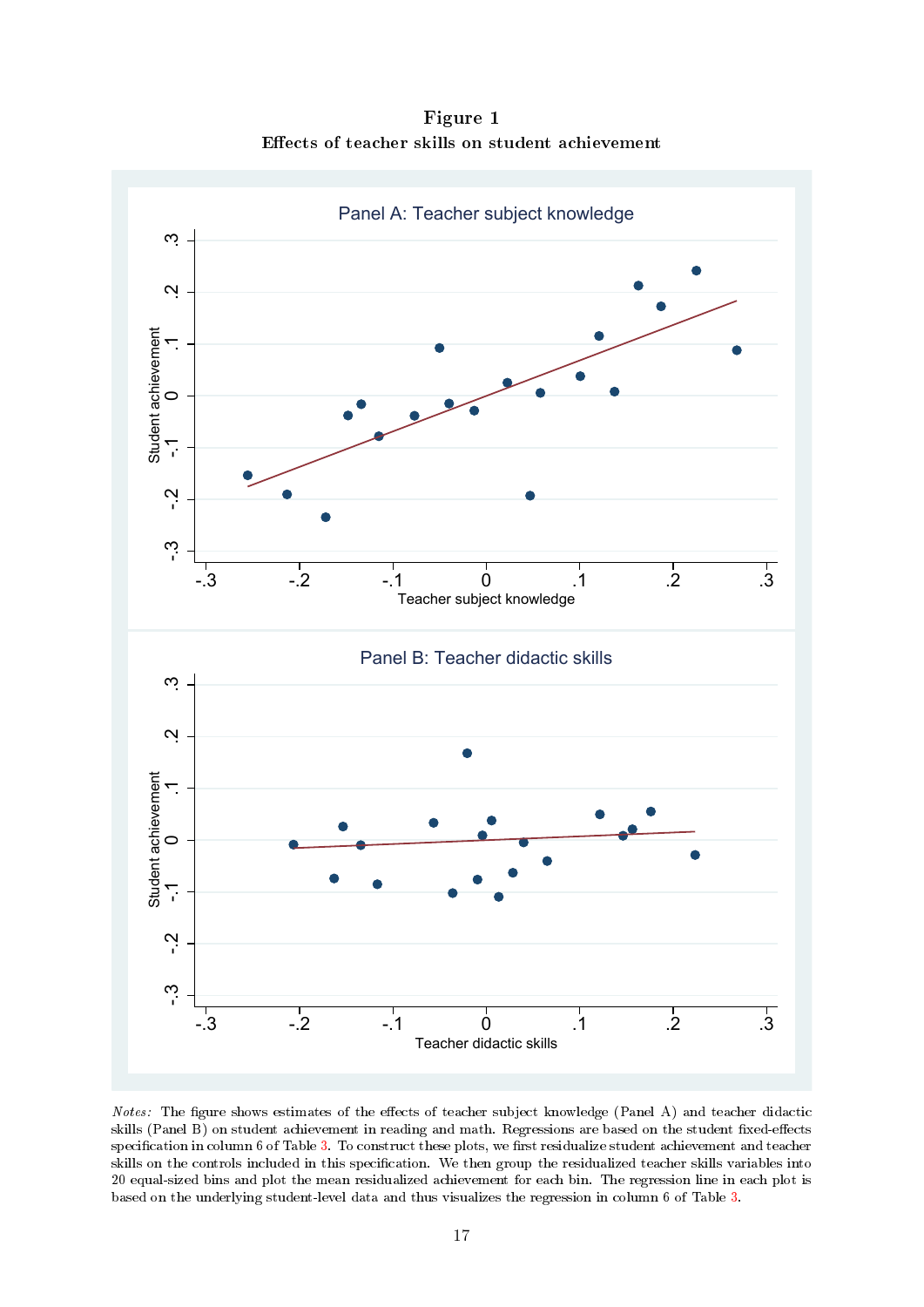**Figure 1**
**Effects of teacher skills on student achievement**

*Notes:* The figure shows estimates of the effects of teacher subject knowledge (Panel A) and teacher didactic skills (Panel B) on student achievement in reading and math. Regressions are based on the student fixed-effects specification in column 6 of Table 3. To construct these plots, we first residualize student achievement and teacher skills on the controls included in this specification. We then group the residualized teacher skills variables into 20 equal-sized bins and plot the mean residualized achievement for each bin. The regression line in each plot is based on the underlying student-level data and thus visualizes the regression in column 6 of Table 3.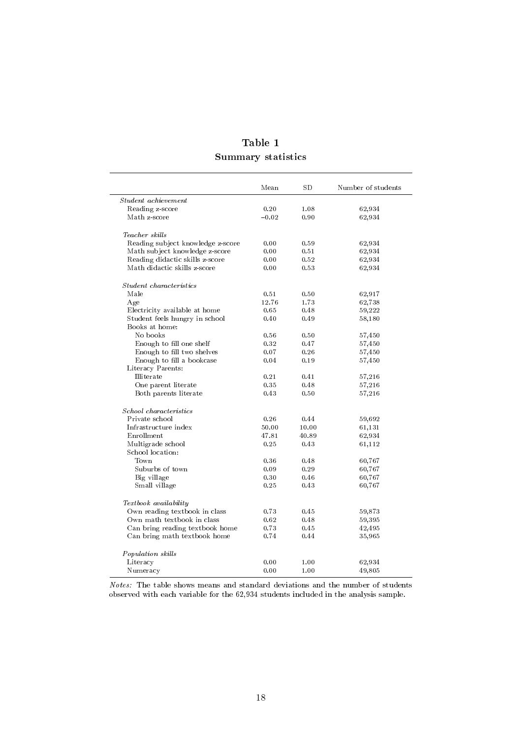# Table 1

## Summary statistics

| | Mean | SD | Number of students |
|---|---|---|---|
| *Student achievement* | | | |
| Reading z-score | 0.20 | 1.08 | 62,934 |
| Math z-score | −0.02 | 0.90 | 62,934 |
| | | | |
| *Teacher skills* | | | |
| Reading subject knowledge z-score | 0.00 | 0.59 | 62,934 |
| Math subject knowledge z-score | 0.00 | 0.51 | 62,934 |
| Reading didactic skills z-score | 0.00 | 0.52 | 62,934 |
| Math didactic skills z-score | 0.00 | 0.53 | 62,934 |
| | | | |
| *Student characteristics* | | | |
| Male | 0.51 | 0.50 | 62,917 |
| Age | 12.76 | 1.73 | 62,738 |
| Electricity available at home | 0.65 | 0.48 | 59,222 |
| Student feels hungry in school | 0.40 | 0.49 | 58,180 |
| Books at home: | | | |
| No books | 0.56 | 0.50 | 57,450 |
| Enough to fill one shelf | 0.32 | 0.47 | 57,450 |
| Enough to fill two shelves | 0.07 | 0.26 | 57,450 |
| Enough to fill a bookcase | 0.04 | 0.19 | 57,450 |
| Literacy Parents: | | | |
| Illiterate | 0.21 | 0.41 | 57,216 |
| One parent literate | 0.35 | 0.48 | 57,216 |
| Both parents literate | 0.43 | 0.50 | 57,216 |
| | | | |
| *School characteristics* | | | |
| Private school | 0.26 | 0.44 | 59,692 |
| Infrastructure index | 50.00 | 10.00 | 61,131 |
| Enrollment | 47.81 | 40.89 | 62,934 |
| Multigrade school | 0.25 | 0.43 | 61,112 |
| School location: | | | |
| Town | 0.36 | 0.48 | 60,767 |
| Suburbs of town | 0.09 | 0.29 | 60,767 |
| Big village | 0.30 | 0.46 | 60,767 |
| Small village | 0.25 | 0.43 | 60,767 |
| | | | |
| *Textbook availability* | | | |
| Own reading textbook in class | 0.73 | 0.45 | 59,873 |
| Own math textbook in class | 0.62 | 0.48 | 59,395 |
| Can bring reading textbook home | 0.73 | 0.45 | 42,495 |
| Can bring math textbook home | 0.74 | 0.44 | 35,965 |
| | | | |
| *Population skills* | | | |
| Literacy | 0.00 | 1.00 | 62,934 |
| Numeracy | 0.00 | 1.00 | 49,805 |

*Notes:* The table shows means and standard deviations and the number of students observed with each variable for the 62,934 students included in the analysis sample.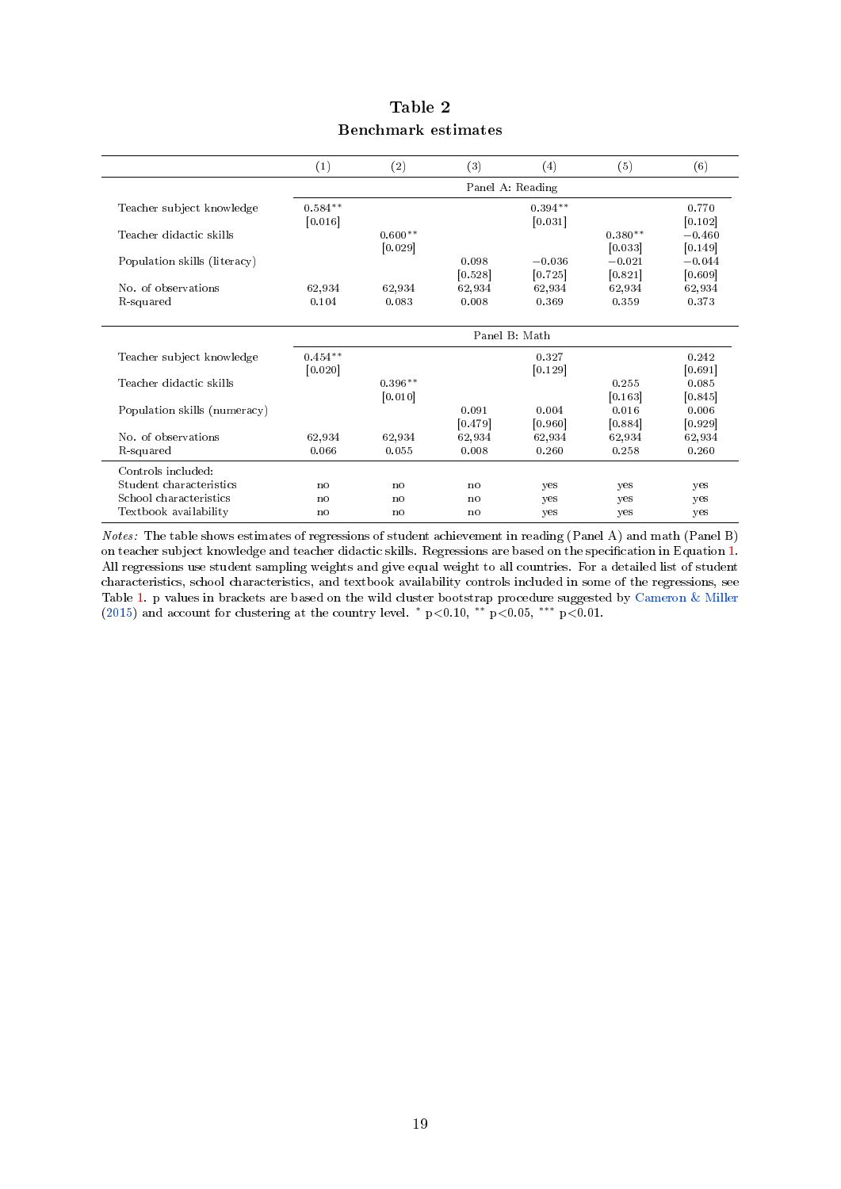# Table 2

**Benchmark estimates**

| | (1) | (2) | (3) | (4) | (5) | (6) |
|---|---|---|---|---|---|---|
| | Panel A: Reading | | | | | |
| Teacher subject knowledge | 0.584** | | | 0.394** | | 0.770 |
| | [0.016] | | | [0.031] | | [0.102] |
| Teacher didactic skills | | 0.600** | | | 0.380** | −0.460 |
| | | [0.029] | | | [0.033] | [0.149] |
| Population skills (literacy) | | | 0.098 | −0.036 | −0.021 | −0.044 |
| | | | [0.528] | [0.725] | [0.821] | [0.609] |
| No. of observations | 62,934 | 62,934 | 62,934 | 62,934 | 62,934 | 62,934 |
| R-squared | 0.104 | 0.083 | 0.008 | 0.369 | 0.359 | 0.373 |
| | Panel B: Math | | | | | |
| Teacher subject knowledge | 0.454** | | | 0.327 | | 0.242 |
| | [0.020] | | | [0.129] | | [0.691] |
| Teacher didactic skills | | 0.396** | | | 0.255 | 0.085 |
| | | [0.010] | | | [0.163] | [0.845] |
| Population skills (numeracy) | | | 0.091 | 0.004 | 0.016 | 0.006 |
| | | | [0.479] | [0.960] | [0.884] | [0.929] |
| No. of observations | 62,934 | 62,934 | 62,934 | 62,934 | 62,934 | 62,934 |
| R-squared | 0.066 | 0.055 | 0.008 | 0.260 | 0.258 | 0.260 |
| Controls included: | | | | | | |
| Student characteristics | no | no | no | yes | yes | yes |
| School characteristics | no | no | no | yes | yes | yes |
| Textbook availability | no | no | no | yes | yes | yes |

*Notes:* The table shows estimates of regressions of student achievement in reading (Panel A) and math (Panel B) on teacher subject knowledge and teacher didactic skills. Regressions are based on the specification in Equation 1. All regressions use student sampling weights and give equal weight to all countries. For a detailed list of student characteristics, school characteristics, and textbook availability controls included in some of the regressions, see Table 1. p values in brackets are based on the wild cluster bootstrap procedure suggested by Cameron & Miller (2015) and account for clustering at the country level. * $p<0.10$, ** $p<0.05$, *** $p<0.01$.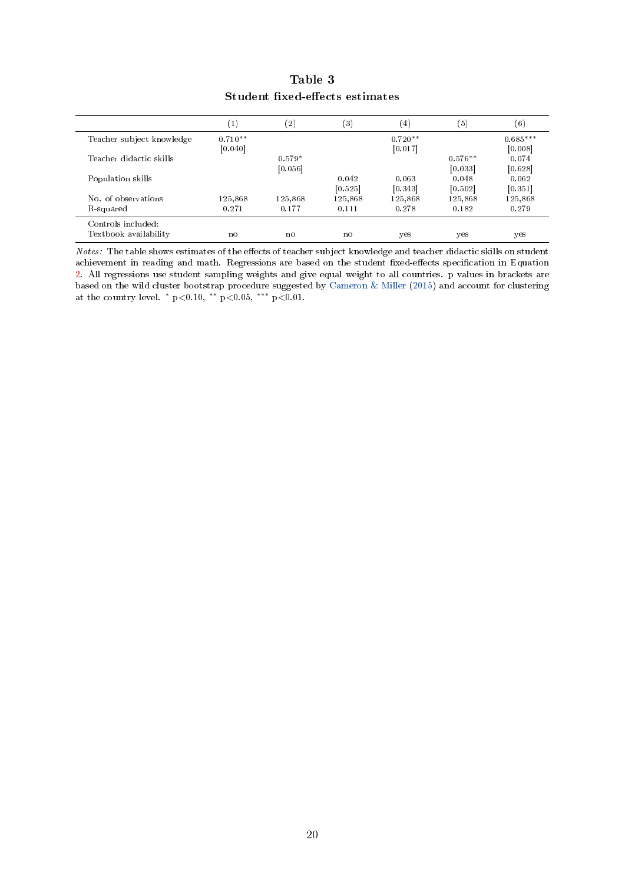**Table 3**
**Student fixed-effects estimates**

| | (1) | (2) | (3) | (4) | (5) | (6) |
|---|---|---|---|---|---|---|
| Teacher subject knowledge | 0.710** | | | 0.720** | | 0.685*** |
| | [0.040] | | | [0.017] | | [0.008] |
| Teacher didactic skills | | 0.579* | | | 0.576** | 0.074 |
| | | [0.056] | | | [0.033] | [0.628] |
| Population skills | | | 0.042 | 0.063 | 0.048 | 0.062 |
| | | | [0.525] | [0.343] | [0.502] | [0.351] |
| No. of observations | 125,868 | 125,868 | 125,868 | 125,868 | 125,868 | 125,868 |
| R-squared | 0.271 | 0.177 | 0.111 | 0.278 | 0.182 | 0.279 |
| Controls included: | | | | | | |
| Textbook availability | no | no | no | yes | yes | yes |

*Notes:* The table shows estimates of the effects of teacher subject knowledge and teacher didactic skills on student achievement in reading and math. Regressions are based on the student fixed-effects specification in Equation 2. All regressions use student sampling weights and give equal weight to all countries. p values in brackets are based on the wild cluster bootstrap procedure suggested by Cameron & Miller (2015) and account for clustering at the country level. * $p<0.10$, ** $p<0.05$, *** $p<0.01$.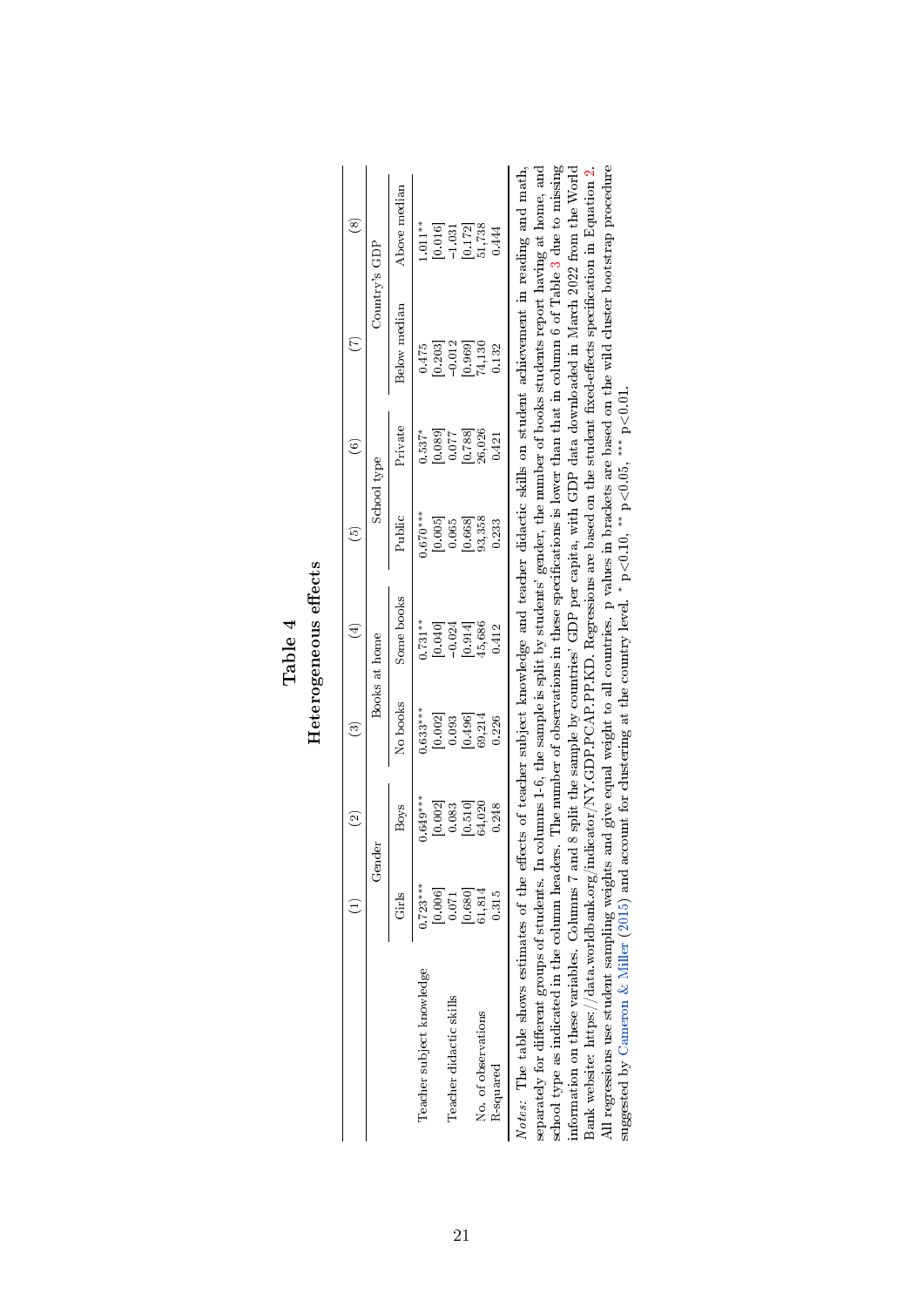# Table 4
## Heterogeneous effects

| | (1) | (2) | (3) | (4) | (5) | (6) | (7) | (8) |
|---|---|---|---|---|---|---|---|---|
| | Gender | | Books at home | | School type | | Country's GDP | |
| | Girls | Boys | No books | Some books | Public | Private | Below median | Above median |
| Teacher subject knowledge | 0.723*** | 0.649*** | 0.633*** | 0.731** | 0.670*** | 0.537* | 0.475 | 1.011** |
| | [0.006] | [0.002] | [0.002] | [0.040] | [0.005] | [0.089] | [0.203] | [0.016] |
| Teacher didactic skills | 0.071 | 0.083 | 0.093 | −0.024 | 0.065 | 0.077 | −0.012 | −1.031 |
| | [0.680] | [0.510] | [0.496] | [0.914] | [0.668] | [0.788] | [0.969] | [0.172] |
| No. of observations | 61,814 | 64,020 | 69,214 | 45,686 | 93,358 | 26,026 | 74,130 | 51,738 |
| R-squared | 0.315 | 0.248 | 0.226 | 0.412 | 0.233 | 0.421 | 0.132 | 0.444 |

*Notes:* The table shows estimates of the effects of teacher subject knowledge and teacher didactic skills on student achievement in reading and math, separately for different groups of students. In columns 1-6, the sample is split by students' gender, the number of books students report having at home, and school type as indicated in the column headers. The number of observations in these specifications is lower than that in column 6 of Table 3 due to missing information on these variables. Columns 7 and 8 split the sample by countries' GDP per capita, with GDP data downloaded in March 2022 from the World Bank website: https://data.worldbank.org/indicator/NY.GDP.PCAP.PP.KD. Regressions are based on the student fixed-effects specification in Equation 2. All regressions use student sampling weights and give equal weight to all countries. p values in brackets are based on the wild cluster bootstrap procedure suggested by Cameron & Miller (2015) and account for clustering at the country level. * p<0.10, ** p<0.05, *** p<0.01.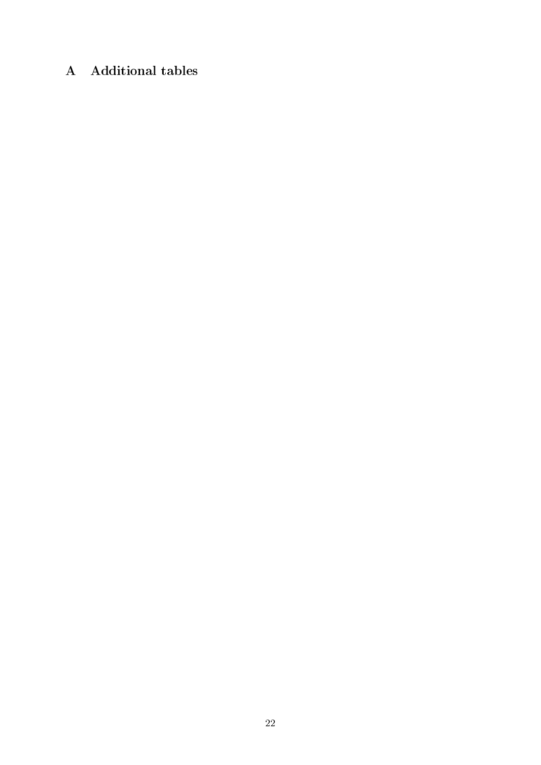# A Additional tables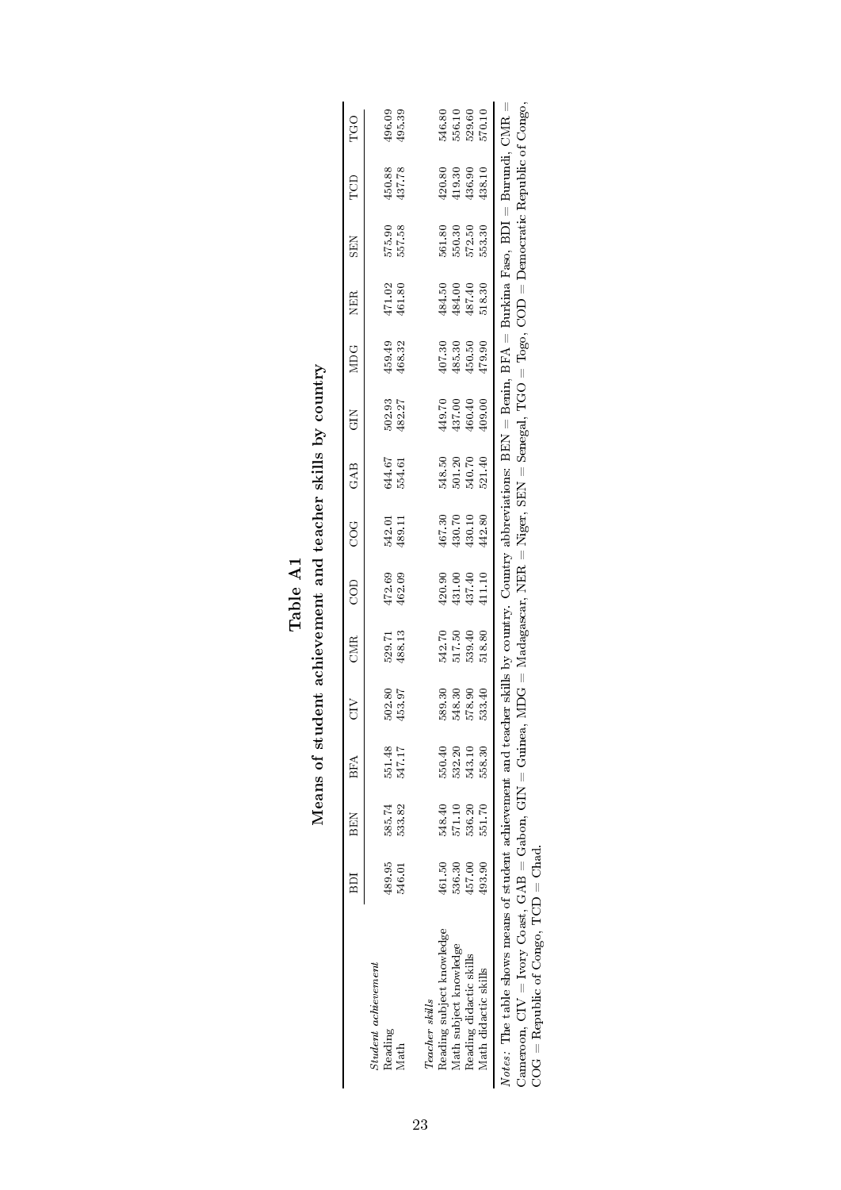# Table A1

## Means of student achievement and teacher skills by country

| | BDI | BEN | BFA | CIV | CMR | COD | COG | GAB | GIN | MDG | NER | SEN | TCD | TGO |
|---|---|---|---|---|---|---|---|---|---|---|---|---|---|---|
| *Student achievement* | | | | | | | | | | | | | | |
| Reading | 489.95 | 585.74 | 551.48 | 502.80 | 529.71 | 472.69 | 542.01 | 644.67 | 502.93 | 459.49 | 471.02 | 575.90 | 450.88 | 496.09 |
| Math | 546.01 | 533.82 | 547.17 | 453.97 | 488.13 | 462.09 | 489.11 | 554.61 | 482.27 | 468.32 | 461.80 | 557.58 | 437.78 | 495.39 |
| *Teacher skills* | | | | | | | | | | | | | | |
| Reading subject knowledge | 461.50 | 548.40 | 550.40 | 589.30 | 542.70 | 420.90 | 467.30 | 548.50 | 449.70 | 407.30 | 484.50 | 561.80 | 420.80 | 546.80 |
| Math subject knowledge | 536.30 | 571.10 | 532.20 | 548.30 | 517.50 | 431.00 | 430.70 | 501.20 | 437.00 | 485.30 | 484.00 | 550.30 | 419.30 | 556.10 |
| Reading didactic skills | 457.00 | 536.20 | 543.10 | 578.90 | 539.40 | 437.40 | 430.10 | 540.70 | 460.40 | 450.50 | 487.40 | 572.50 | 436.90 | 529.60 |
| Math didactic skills | 493.90 | 551.70 | 558.30 | 533.40 | 518.80 | 411.10 | 442.80 | 521.40 | 409.00 | 479.90 | 518.30 | 553.30 | 438.10 | 570.10 |

*Notes:* The table shows means of student achievement and teacher skills by country. Country abbreviations: BEN = Benin, BFA = Burkina Faso, BDI = Burundi, CMR = Cameroon, CIV = Ivory Coast, GAB = Gabon, GIN = Guinea, MDG = Madagascar, NER = Niger, SEN = Senegal, TGO = Togo, COD = Democratic Republic of Congo, COG = Republic of Congo, TCD = Chad.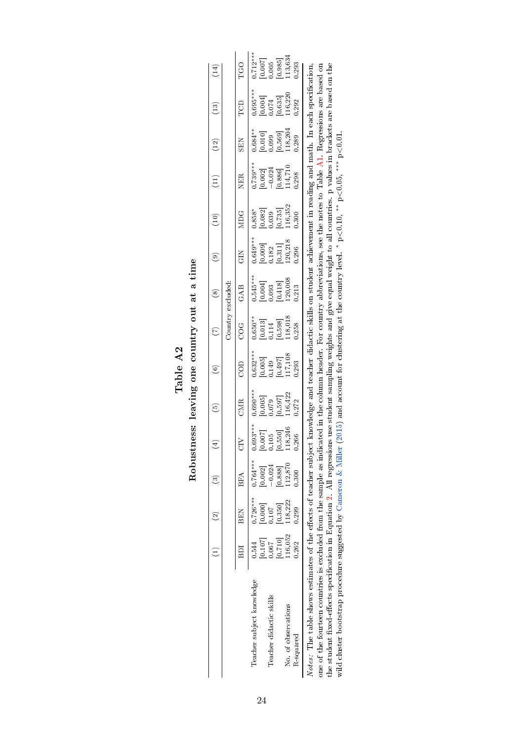# Table A2

## Robustness: leaving one country out at a time

| | (1) | (2) | (3) | (4) | (5) | (6) | (7) | (8) | (9) | (10) | (11) | (12) | (13) | (14) |
|---|---|---|---|---|---|---|---|---|---|---|---|---|---|---|
| | Country excluded: | | | | | | | | | | | | | |
| | BDI | BEN | BFA | CIV | CMR | COD | COG | GAB | GIN | MDG | NER | SEN | TCD | TGO |
| Teacher subject knowledge | 0.544 | 0.726*** | 0.764*** | 0.693*** | 0.690*** | 0.632*** | 0.650** | 0.545*** | 0.649*** | 0.858* | 0.739*** | 0.684** | 0.695*** | 0.712*** |
| | [0.107] | [0.000] | [0.002] | [0.007] | [0.005] | [0.005] | [0.013] | [0.004] | [0.009] | [0.082] | [0.002] | [0.010] | [0.004] | [0.007] |
| Teacher didactic skills | 0.067 | 0.107 | −0.024 | 0.105 | 0.079 | 0.149 | 0.114 | 0.093 | 0.182 | 0.039 | −0.024 | 0.099 | 0.074 | 0.005 |
| | [0.710] | [0.350] | [0.888] | [0.550] | [0.597] | [0.497] | [0.598] | [0.418] | [0.311] | [0.735] | [0.886] | [0.569] | [0.635] | [0.985] |
| No. of observations | 116,052 | 118,222 | 112,870 | 118,246 | 116,422 | 117,108 | 118,018 | 120,008 | 120,218 | 116,352 | 114,710 | 118,204 | 116,220 | 113,634 |
| R-squared | 0.262 | 0.299 | 0.300 | 0.266 | 0.272 | 0.293 | 0.258 | 0.213 | 0.296 | 0.300 | 0.298 | 0.289 | 0.292 | 0.293 |

*Notes:* The table shows estimates of the effects of teacher subject knowledge and teacher didactic skills on student achievement in reading and math. In each specification, one of the fourteen countries is excluded from the sample as indicated in the column header. For country abbreviations, see the notes to Table A1. Regressions are based on the student fixed-effects specification in Equation 2. All regressions use student sampling weights and give equal weight to all countries. p values in brackets are based on the wild cluster bootstrap procedure suggested by Cameron & Miller (2015) and account for clustering at the country level. * p<0.10, ** p<0.05, *** p<0.01.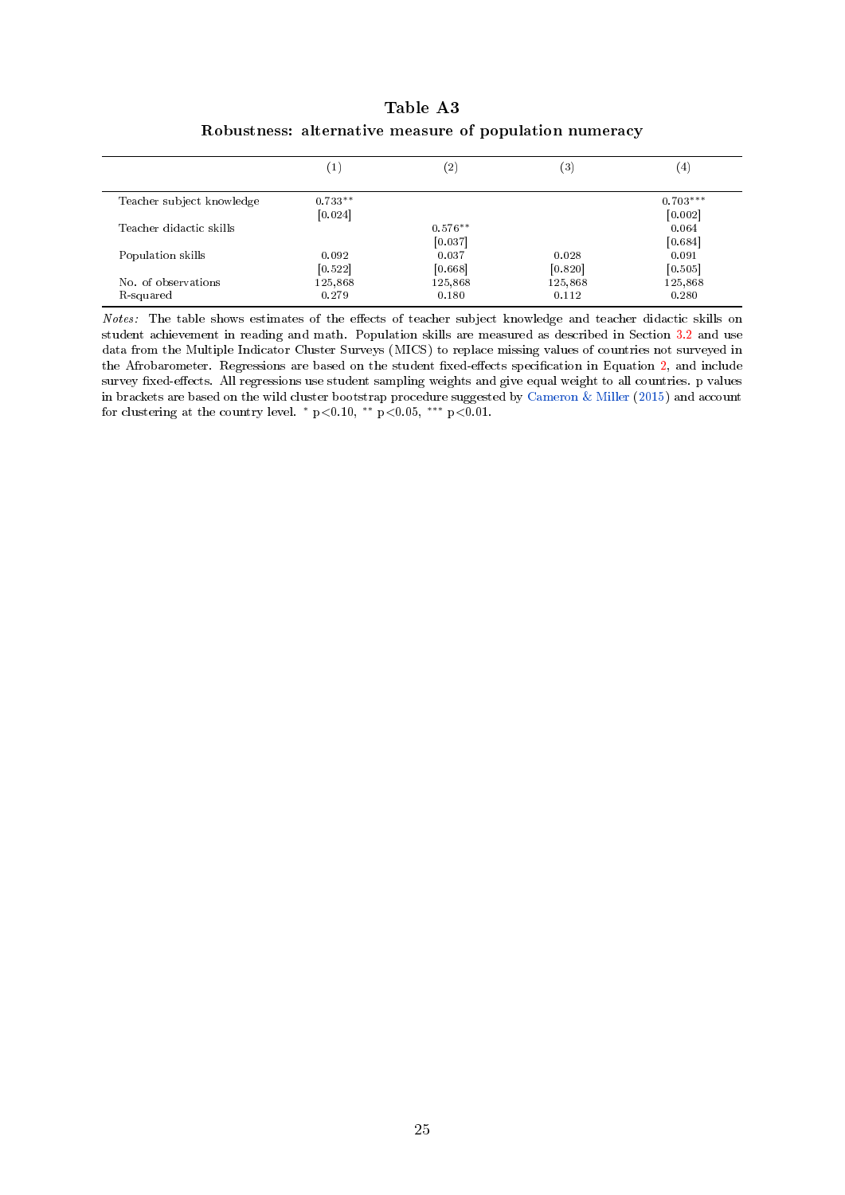**Table A3**

**Robustness: alternative measure of population numeracy**

| | (1) | (2) | (3) | (4) |
|---|---|---|---|---|
| Teacher subject knowledge | 0.733** | | | 0.703*** |
| | [0.024] | | | [0.002] |
| Teacher didactic skills | | 0.576** | | 0.064 |
| | | [0.037] | | [0.684] |
| Population skills | 0.092 | 0.037 | 0.028 | 0.091 |
| | [0.522] | [0.668] | [0.820] | [0.505] |
| No. of observations | 125,868 | 125,868 | 125,868 | 125,868 |
| R-squared | 0.279 | 0.180 | 0.112 | 0.280 |

*Notes:* The table shows estimates of the effects of teacher subject knowledge and teacher didactic skills on student achievement in reading and math. Population skills are measured as described in Section 3.2 and use data from the Multiple Indicator Cluster Surveys (MICS) to replace missing values of countries not surveyed in the Afrobarometer. Regressions are based on the student fixed-effects specification in Equation 2, and include survey fixed-effects. All regressions use student sampling weights and give equal weight to all countries. p values in brackets are based on the wild cluster bootstrap procedure suggested by Cameron & Miller (2015) and account for clustering at the country level. * $p<0.10$, ** $p<0.05$, *** $p<0.01$.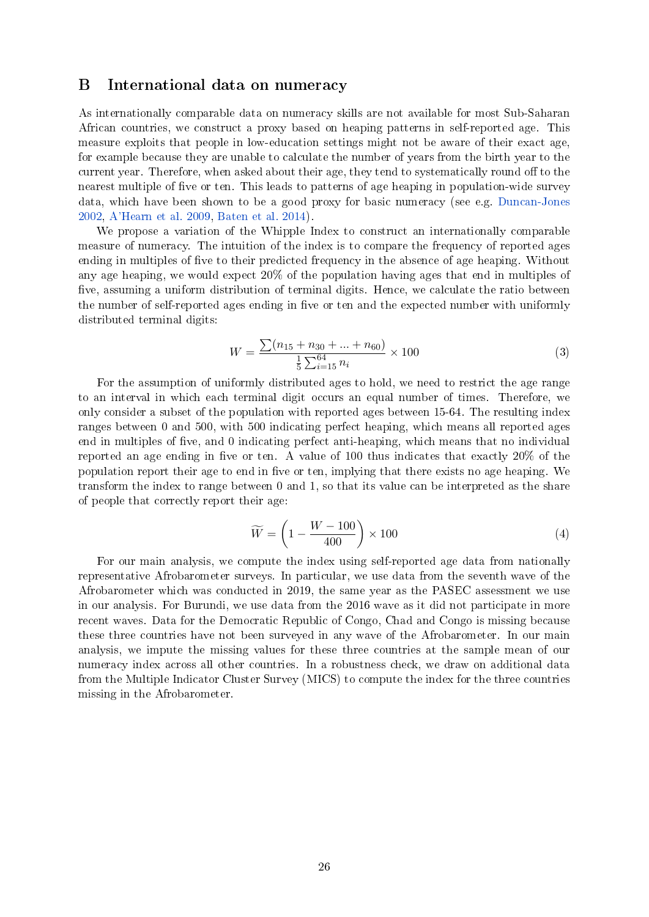## B International data on numeracy

As internationally comparable data on numeracy skills are not available for most Sub-Saharan African countries, we construct a proxy based on heaping patterns in self-reported age. This measure exploits that people in low-education settings might not be aware of their exact age, for example because they are unable to calculate the number of years from the birth year to the current year. Therefore, when asked about their age, they tend to systematically round off to the nearest multiple of five or ten. This leads to patterns of age heaping in population-wide survey data, which have been shown to be a good proxy for basic numeracy (see e.g. Duncan-Jones 2002, A'Hearn et al. 2009, Baten et al. 2014).

We propose a variation of the Whipple Index to construct an internationally comparable measure of numeracy. The intuition of the index is to compare the frequency of reported ages ending in multiples of five to their predicted frequency in the absence of age heaping. Without any age heaping, we would expect 20% of the population having ages that end in multiples of five, assuming a uniform distribution of terminal digits. Hence, we calculate the ratio between the number of self-reported ages ending in five or ten and the expected number with uniformly distributed terminal digits:

$$W = \frac{\sum(n_{15} + n_{30} + ... + n_{60})}{\frac{1}{5}\sum_{i=15}^{64} n_i} \times 100 \tag{3}$$

For the assumption of uniformly distributed ages to hold, we need to restrict the age range to an interval in which each terminal digit occurs an equal number of times. Therefore, we only consider a subset of the population with reported ages between 15-64. The resulting index ranges between 0 and 500, with 500 indicating perfect heaping, which means all reported ages end in multiples of five, and 0 indicating perfect anti-heaping, which means that no individual reported an age ending in five or ten. A value of 100 thus indicates that exactly 20% of the population report their age to end in five or ten, implying that there exists no age heaping. We transform the index to range between 0 and 1, so that its value can be interpreted as the share of people that correctly report their age:

$$\widetilde{W} = \left(1 - \frac{W - 100}{400}\right) \times 100 \tag{4}$$

For our main analysis, we compute the index using self-reported age data from nationally representative Afrobarometer surveys. In particular, we use data from the seventh wave of the Afrobarometer which was conducted in 2019, the same year as the PASEC assessment we use in our analysis. For Burundi, we use data from the 2016 wave as it did not participate in more recent waves. Data for the Democratic Republic of Congo, Chad and Congo is missing because these three countries have not been surveyed in any wave of the Afrobarometer. In our main analysis, we impute the missing values for these three countries at the sample mean of our numeracy index across all other countries. In a robustness check, we draw on additional data from the Multiple Indicator Cluster Survey (MICS) to compute the index for the three countries missing in the Afrobarometer.